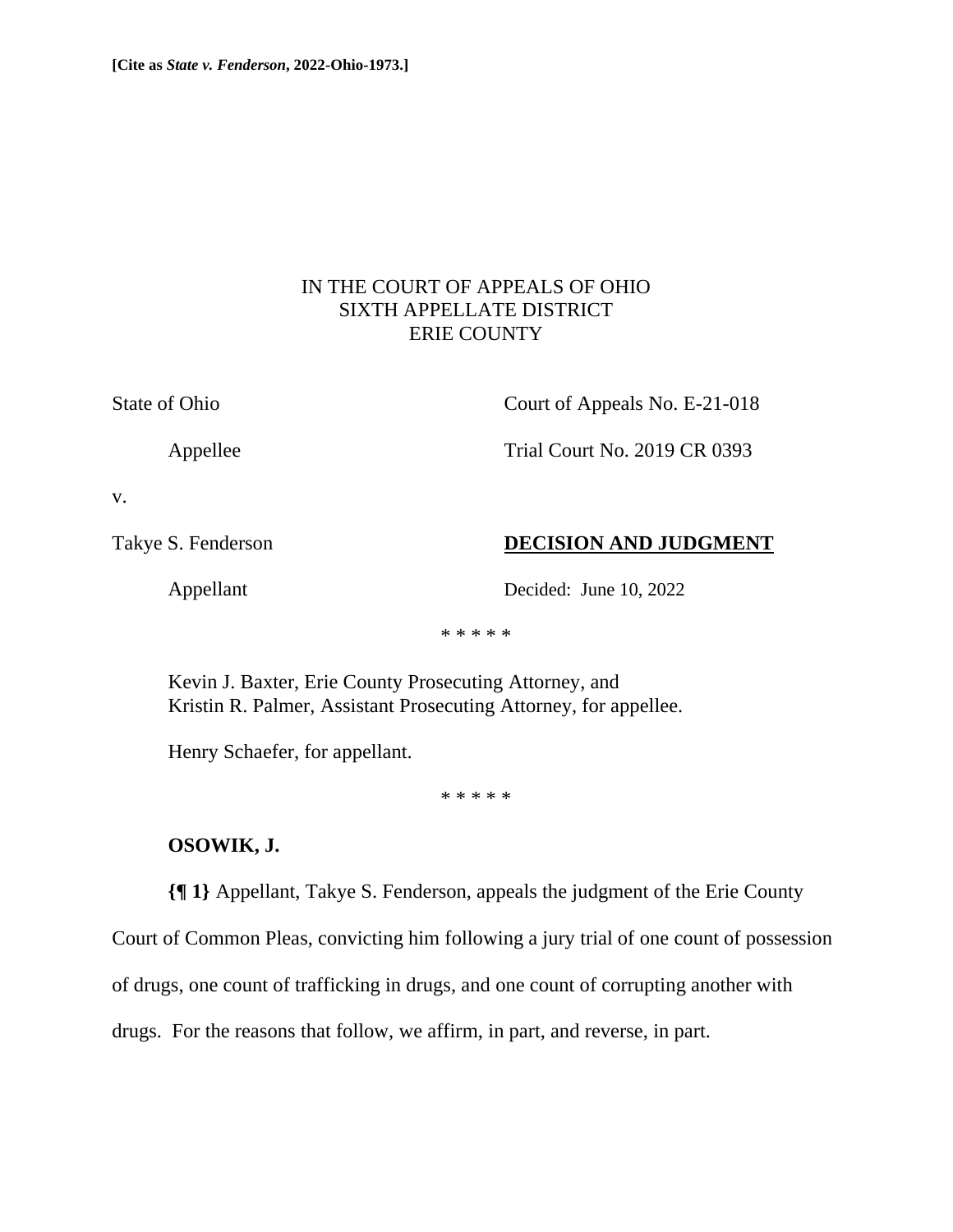**[Cite as *State v. Fenderson*, 2022-Ohio-1973.]**

IN THE COURT OF APPEALS OF OHIO
SIXTH APPELLATE DISTRICT
ERIE COUNTY

State of Ohio | Court of Appeals No. E-21-018

Appellee | Trial Court No. 2019 CR 0393

v.

Takye S. Fenderson | **DECISION AND JUDGMENT**

Appellant | Decided: June 10, 2022

* * * * *

Kevin J. Baxter, Erie County Prosecuting Attorney, and
Kristin R. Palmer, Assistant Prosecuting Attorney, for appellee.

Henry Schaefer, for appellant.

* * * * *

**OSOWIK, J.**

**{¶ 1}** Appellant, Takye S. Fenderson, appeals the judgment of the Erie County Court of Common Pleas, convicting him following a jury trial of one count of possession of drugs, one count of trafficking in drugs, and one count of corrupting another with drugs. For the reasons that follow, we affirm, in part, and reverse, in part.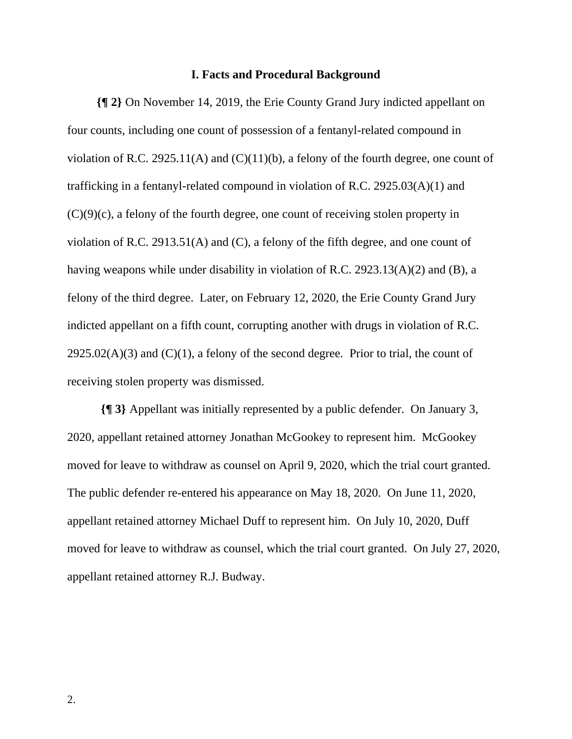### I. Facts and Procedural Background

**{¶ 2}** On November 14, 2019, the Erie County Grand Jury indicted appellant on four counts, including one count of possession of a fentanyl-related compound in violation of R.C. 2925.11(A) and (C)(11)(b), a felony of the fourth degree, one count of trafficking in a fentanyl-related compound in violation of R.C. 2925.03(A)(1) and (C)(9)(c), a felony of the fourth degree, one count of receiving stolen property in violation of R.C. 2913.51(A) and (C), a felony of the fifth degree, and one count of having weapons while under disability in violation of R.C. 2923.13(A)(2) and (B), a felony of the third degree. Later, on February 12, 2020, the Erie County Grand Jury indicted appellant on a fifth count, corrupting another with drugs in violation of R.C. 2925.02(A)(3) and (C)(1), a felony of the second degree. Prior to trial, the count of receiving stolen property was dismissed.

**{¶ 3}** Appellant was initially represented by a public defender. On January 3, 2020, appellant retained attorney Jonathan McGookey to represent him. McGookey moved for leave to withdraw as counsel on April 9, 2020, which the trial court granted. The public defender re-entered his appearance on May 18, 2020. On June 11, 2020, appellant retained attorney Michael Duff to represent him. On July 10, 2020, Duff moved for leave to withdraw as counsel, which the trial court granted. On July 27, 2020, appellant retained attorney R.J. Budway.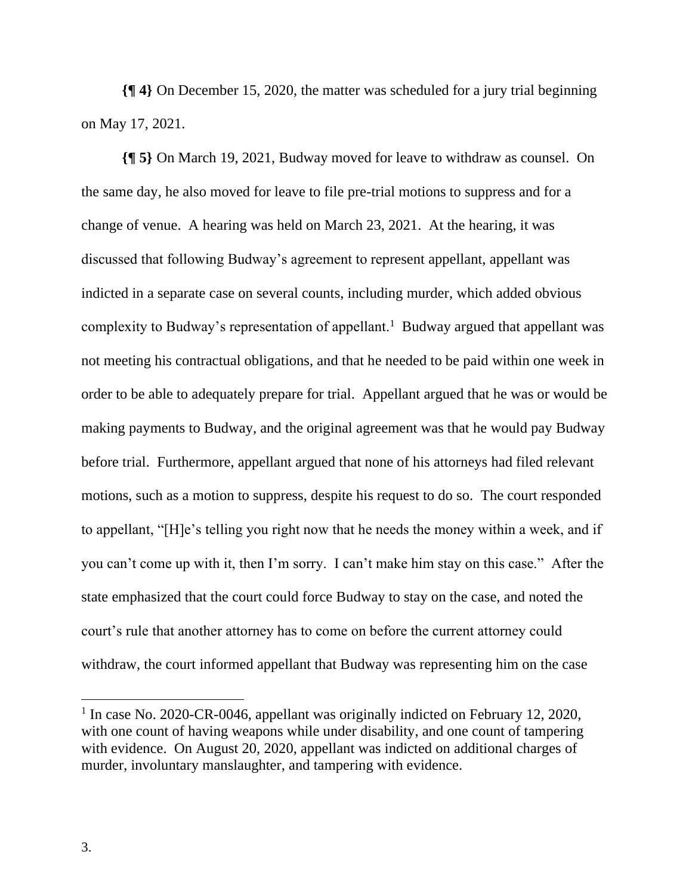**{¶ 4}** On December 15, 2020, the matter was scheduled for a jury trial beginning on May 17, 2021.

**{¶ 5}** On March 19, 2021, Budway moved for leave to withdraw as counsel. On the same day, he also moved for leave to file pre-trial motions to suppress and for a change of venue. A hearing was held on March 23, 2021. At the hearing, it was discussed that following Budway's agreement to represent appellant, appellant was indicted in a separate case on several counts, including murder, which added obvious complexity to Budway's representation of appellant.[1] Budway argued that appellant was not meeting his contractual obligations, and that he needed to be paid within one week in order to be able to adequately prepare for trial. Appellant argued that he was or would be making payments to Budway, and the original agreement was that he would pay Budway before trial. Furthermore, appellant argued that none of his attorneys had filed relevant motions, such as a motion to suppress, despite his request to do so. The court responded to appellant, "[H]e's telling you right now that he needs the money within a week, and if you can't come up with it, then I'm sorry. I can't make him stay on this case." After the state emphasized that the court could force Budway to stay on the case, and noted the court's rule that another attorney has to come on before the current attorney could withdraw, the court informed appellant that Budway was representing him on the case

---

[1] In case No. 2020-CR-0046, appellant was originally indicted on February 12, 2020, with one count of having weapons while under disability, and one count of tampering with evidence. On August 20, 2020, appellant was indicted on additional charges of murder, involuntary manslaughter, and tampering with evidence.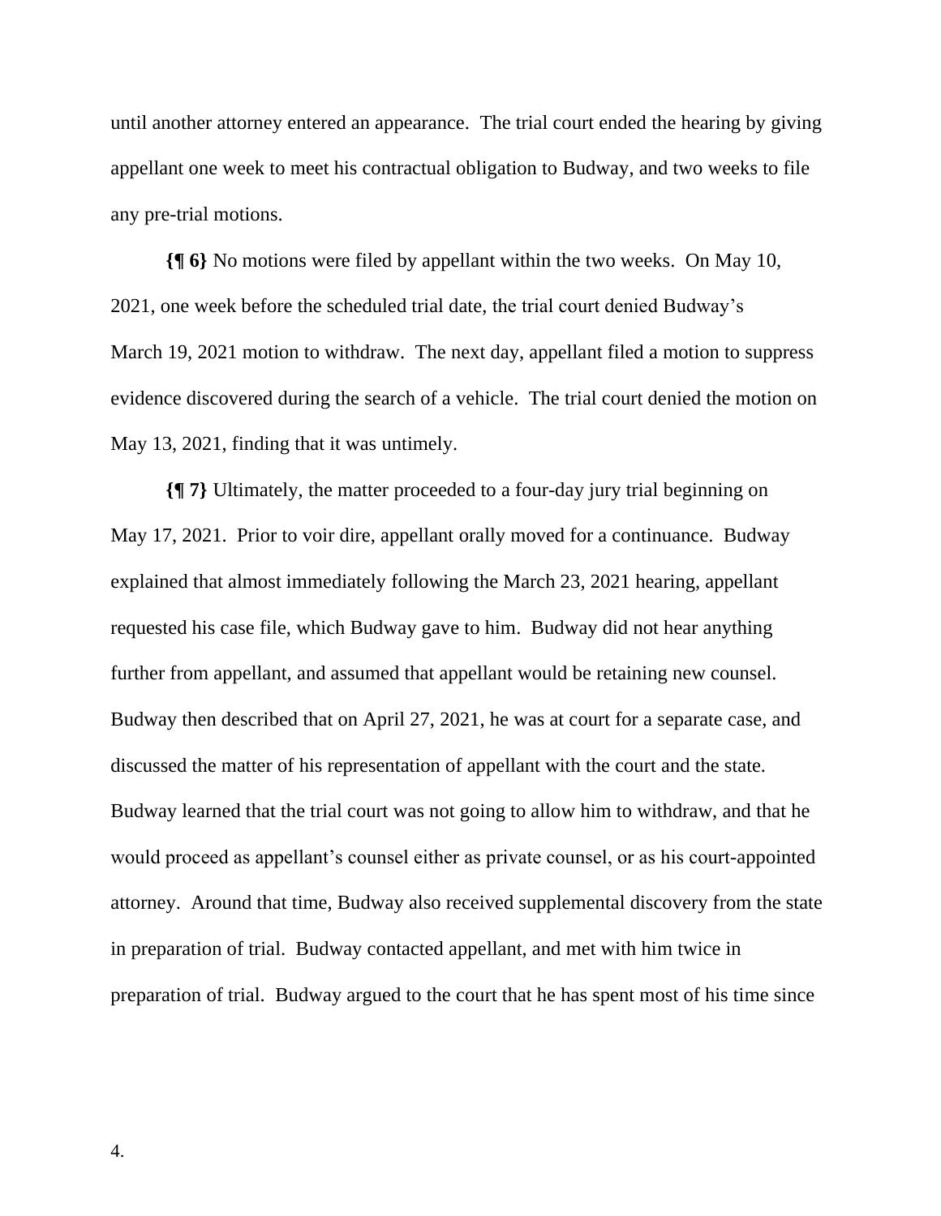until another attorney entered an appearance. The trial court ended the hearing by giving appellant one week to meet his contractual obligation to Budway, and two weeks to file any pre-trial motions.

**{¶ 6}** No motions were filed by appellant within the two weeks. On May 10, 2021, one week before the scheduled trial date, the trial court denied Budway's March 19, 2021 motion to withdraw. The next day, appellant filed a motion to suppress evidence discovered during the search of a vehicle. The trial court denied the motion on May 13, 2021, finding that it was untimely.

**{¶ 7}** Ultimately, the matter proceeded to a four-day jury trial beginning on May 17, 2021. Prior to voir dire, appellant orally moved for a continuance. Budway explained that almost immediately following the March 23, 2021 hearing, appellant requested his case file, which Budway gave to him. Budway did not hear anything further from appellant, and assumed that appellant would be retaining new counsel. Budway then described that on April 27, 2021, he was at court for a separate case, and discussed the matter of his representation of appellant with the court and the state. Budway learned that the trial court was not going to allow him to withdraw, and that he would proceed as appellant's counsel either as private counsel, or as his court-appointed attorney. Around that time, Budway also received supplemental discovery from the state in preparation of trial. Budway contacted appellant, and met with him twice in preparation of trial. Budway argued to the court that he has spent most of his time since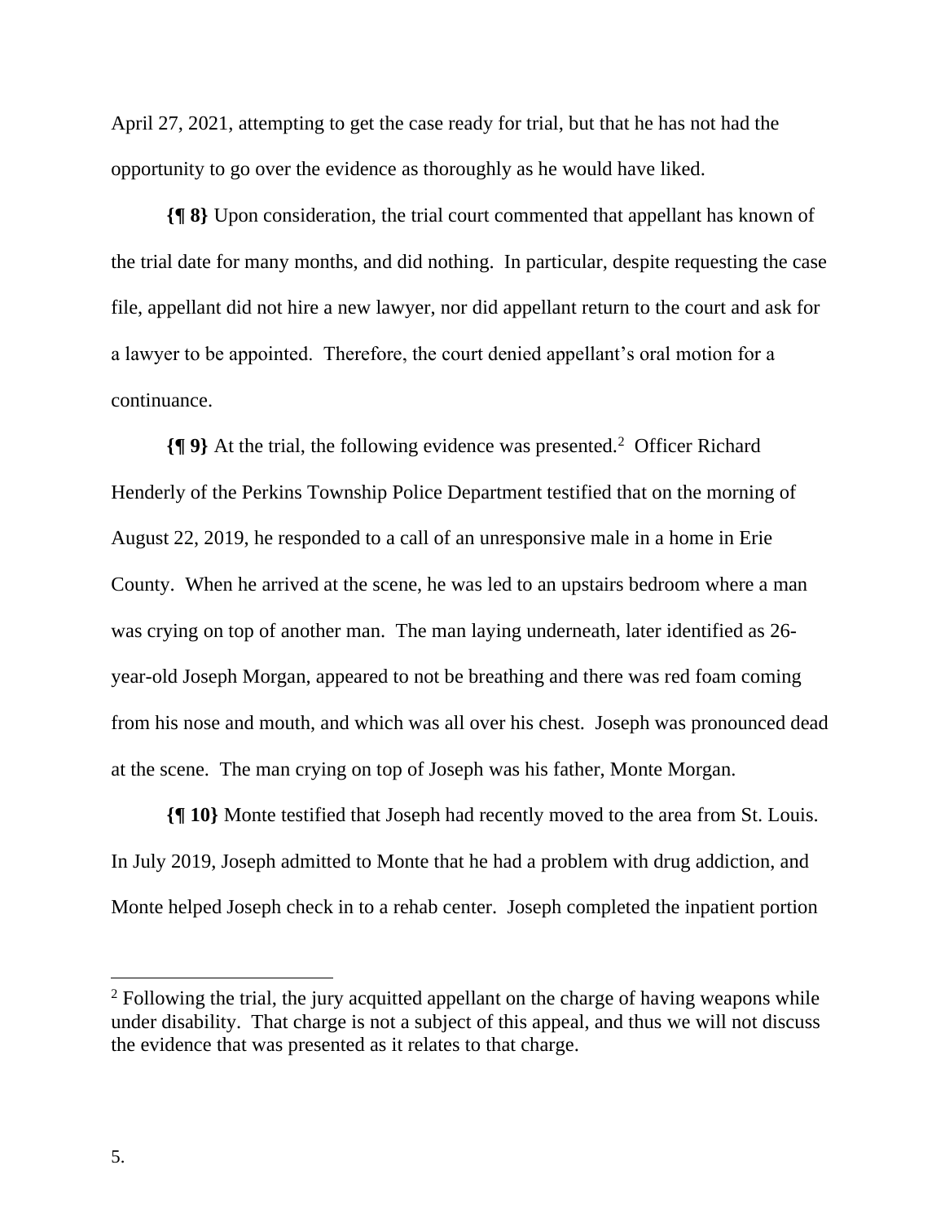April 27, 2021, attempting to get the case ready for trial, but that he has not had the opportunity to go over the evidence as thoroughly as he would have liked.

**{¶ 8}** Upon consideration, the trial court commented that appellant has known of the trial date for many months, and did nothing. In particular, despite requesting the case file, appellant did not hire a new lawyer, nor did appellant return to the court and ask for a lawyer to be appointed. Therefore, the court denied appellant's oral motion for a continuance.

**{¶ 9}** At the trial, the following evidence was presented.[2] Officer Richard Henderly of the Perkins Township Police Department testified that on the morning of August 22, 2019, he responded to a call of an unresponsive male in a home in Erie County. When he arrived at the scene, he was led to an upstairs bedroom where a man was crying on top of another man. The man laying underneath, later identified as 26-year-old Joseph Morgan, appeared to not be breathing and there was red foam coming from his nose and mouth, and which was all over his chest. Joseph was pronounced dead at the scene. The man crying on top of Joseph was his father, Monte Morgan.

**{¶ 10}** Monte testified that Joseph had recently moved to the area from St. Louis. In July 2019, Joseph admitted to Monte that he had a problem with drug addiction, and Monte helped Joseph check in to a rehab center. Joseph completed the inpatient portion

---

[2] Following the trial, the jury acquitted appellant on the charge of having weapons while under disability. That charge is not a subject of this appeal, and thus we will not discuss the evidence that was presented as it relates to that charge.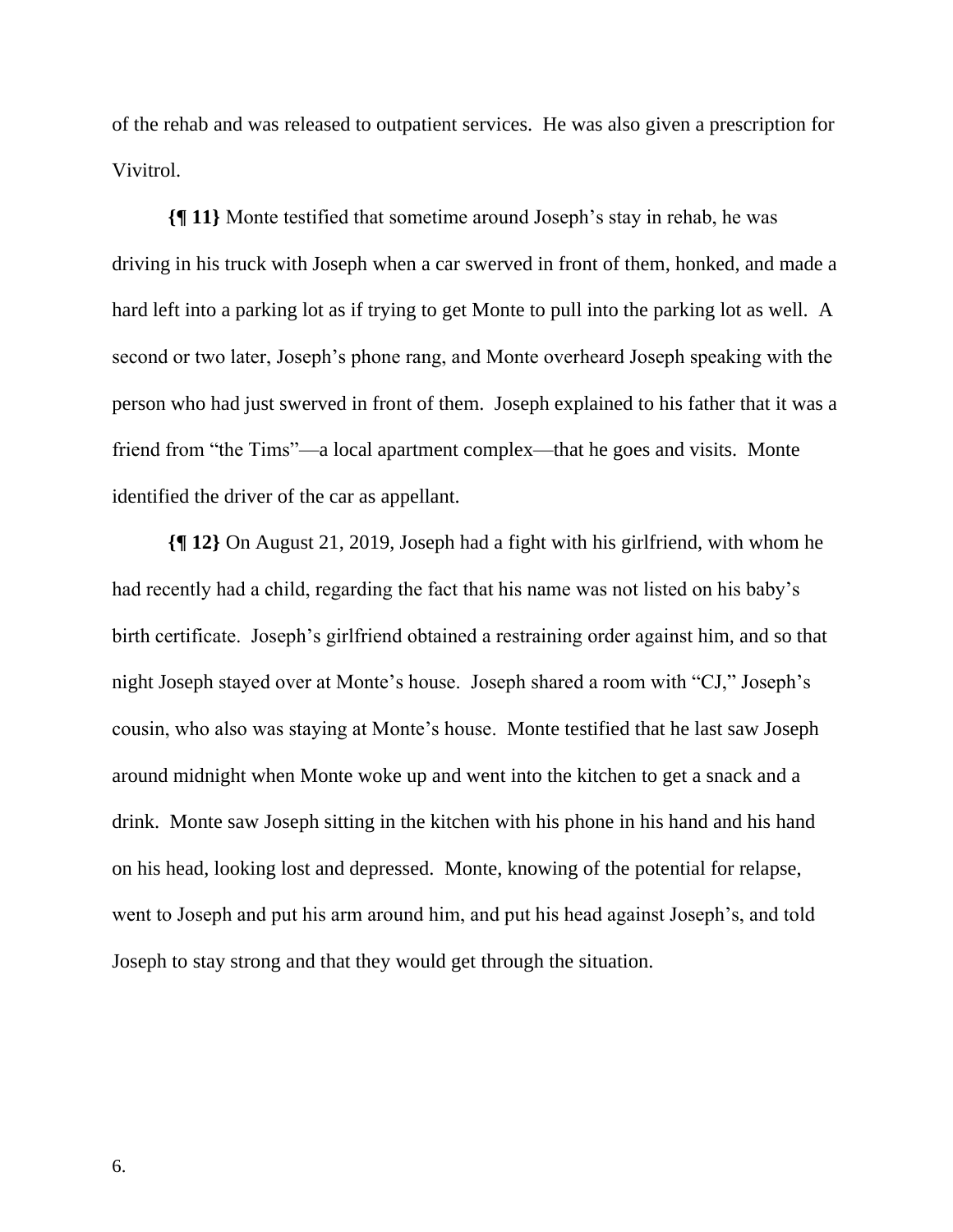of the rehab and was released to outpatient services. He was also given a prescription for Vivitrol.

**{¶ 11}** Monte testified that sometime around Joseph's stay in rehab, he was driving in his truck with Joseph when a car swerved in front of them, honked, and made a hard left into a parking lot as if trying to get Monte to pull into the parking lot as well. A second or two later, Joseph's phone rang, and Monte overheard Joseph speaking with the person who had just swerved in front of them. Joseph explained to his father that it was a friend from "the Tims"—a local apartment complex—that he goes and visits. Monte identified the driver of the car as appellant.

**{¶ 12}** On August 21, 2019, Joseph had a fight with his girlfriend, with whom he had recently had a child, regarding the fact that his name was not listed on his baby's birth certificate. Joseph's girlfriend obtained a restraining order against him, and so that night Joseph stayed over at Monte's house. Joseph shared a room with "CJ," Joseph's cousin, who also was staying at Monte's house. Monte testified that he last saw Joseph around midnight when Monte woke up and went into the kitchen to get a snack and a drink. Monte saw Joseph sitting in the kitchen with his phone in his hand and his hand on his head, looking lost and depressed. Monte, knowing of the potential for relapse, went to Joseph and put his arm around him, and put his head against Joseph's, and told Joseph to stay strong and that they would get through the situation.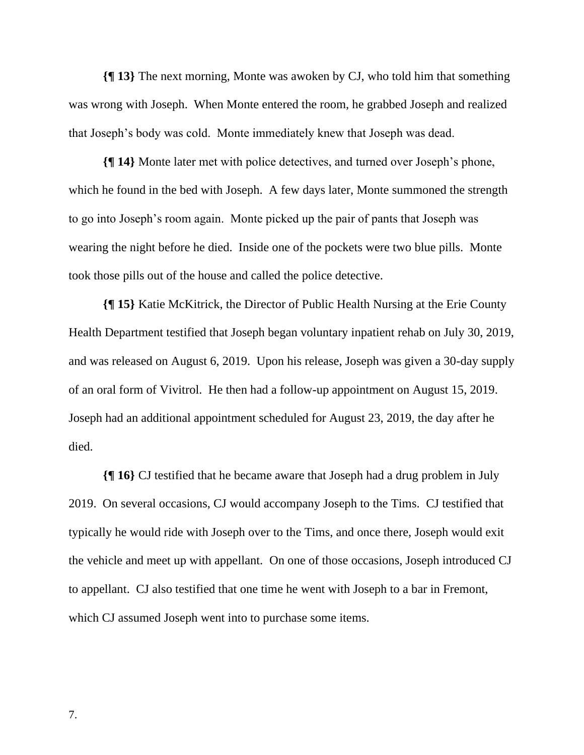**{¶ 13}** The next morning, Monte was awoken by CJ, who told him that something was wrong with Joseph. When Monte entered the room, he grabbed Joseph and realized that Joseph's body was cold. Monte immediately knew that Joseph was dead.

**{¶ 14}** Monte later met with police detectives, and turned over Joseph's phone, which he found in the bed with Joseph. A few days later, Monte summoned the strength to go into Joseph's room again. Monte picked up the pair of pants that Joseph was wearing the night before he died. Inside one of the pockets were two blue pills. Monte took those pills out of the house and called the police detective.

**{¶ 15}** Katie McKitrick, the Director of Public Health Nursing at the Erie County Health Department testified that Joseph began voluntary inpatient rehab on July 30, 2019, and was released on August 6, 2019. Upon his release, Joseph was given a 30-day supply of an oral form of Vivitrol. He then had a follow-up appointment on August 15, 2019. Joseph had an additional appointment scheduled for August 23, 2019, the day after he died.

**{¶ 16}** CJ testified that he became aware that Joseph had a drug problem in July 2019. On several occasions, CJ would accompany Joseph to the Tims. CJ testified that typically he would ride with Joseph over to the Tims, and once there, Joseph would exit the vehicle and meet up with appellant. On one of those occasions, Joseph introduced CJ to appellant. CJ also testified that one time he went with Joseph to a bar in Fremont, which CJ assumed Joseph went into to purchase some items.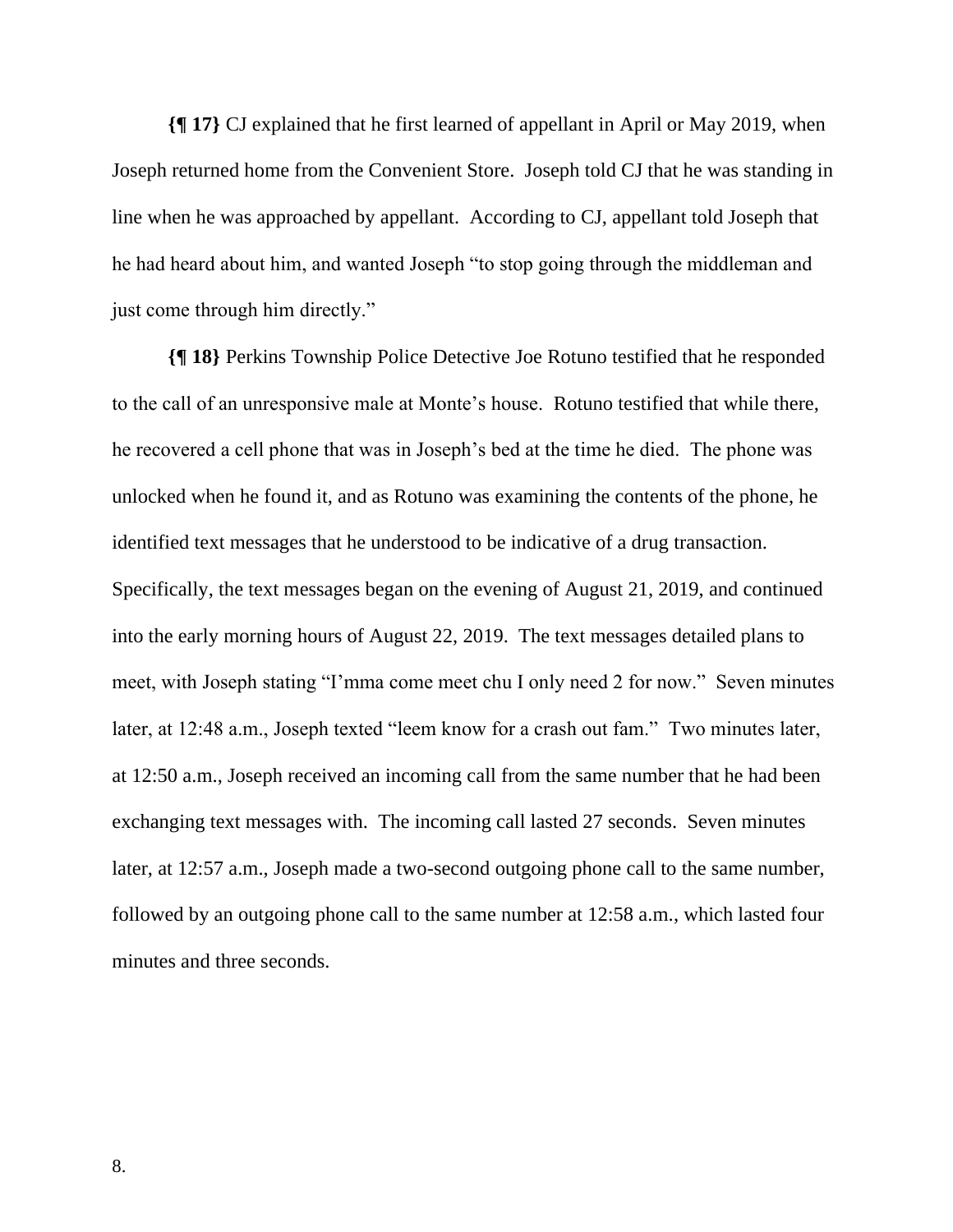**{¶ 17}** CJ explained that he first learned of appellant in April or May 2019, when Joseph returned home from the Convenient Store. Joseph told CJ that he was standing in line when he was approached by appellant. According to CJ, appellant told Joseph that he had heard about him, and wanted Joseph "to stop going through the middleman and just come through him directly."

**{¶ 18}** Perkins Township Police Detective Joe Rotuno testified that he responded to the call of an unresponsive male at Monte's house. Rotuno testified that while there, he recovered a cell phone that was in Joseph's bed at the time he died. The phone was unlocked when he found it, and as Rotuno was examining the contents of the phone, he identified text messages that he understood to be indicative of a drug transaction. Specifically, the text messages began on the evening of August 21, 2019, and continued into the early morning hours of August 22, 2019. The text messages detailed plans to meet, with Joseph stating "I'mma come meet chu I only need 2 for now." Seven minutes later, at 12:48 a.m., Joseph texted "leem know for a crash out fam." Two minutes later, at 12:50 a.m., Joseph received an incoming call from the same number that he had been exchanging text messages with. The incoming call lasted 27 seconds. Seven minutes later, at 12:57 a.m., Joseph made a two-second outgoing phone call to the same number, followed by an outgoing phone call to the same number at 12:58 a.m., which lasted four minutes and three seconds.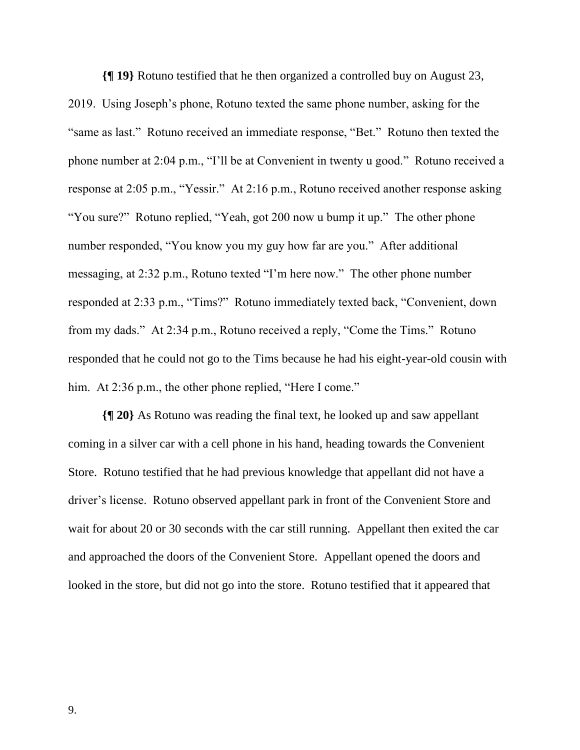**{¶ 19}** Rotuno testified that he then organized a controlled buy on August 23, 2019. Using Joseph's phone, Rotuno texted the same phone number, asking for the "same as last." Rotuno received an immediate response, "Bet." Rotuno then texted the phone number at 2:04 p.m., "I'll be at Convenient in twenty u good." Rotuno received a response at 2:05 p.m., "Yessir." At 2:16 p.m., Rotuno received another response asking "You sure?" Rotuno replied, "Yeah, got 200 now u bump it up." The other phone number responded, "You know you my guy how far are you." After additional messaging, at 2:32 p.m., Rotuno texted "I'm here now." The other phone number responded at 2:33 p.m., "Tims?" Rotuno immediately texted back, "Convenient, down from my dads." At 2:34 p.m., Rotuno received a reply, "Come the Tims." Rotuno responded that he could not go to the Tims because he had his eight-year-old cousin with him. At 2:36 p.m., the other phone replied, "Here I come."

**{¶ 20}** As Rotuno was reading the final text, he looked up and saw appellant coming in a silver car with a cell phone in his hand, heading towards the Convenient Store. Rotuno testified that he had previous knowledge that appellant did not have a driver's license. Rotuno observed appellant park in front of the Convenient Store and wait for about 20 or 30 seconds with the car still running. Appellant then exited the car and approached the doors of the Convenient Store. Appellant opened the doors and looked in the store, but did not go into the store. Rotuno testified that it appeared that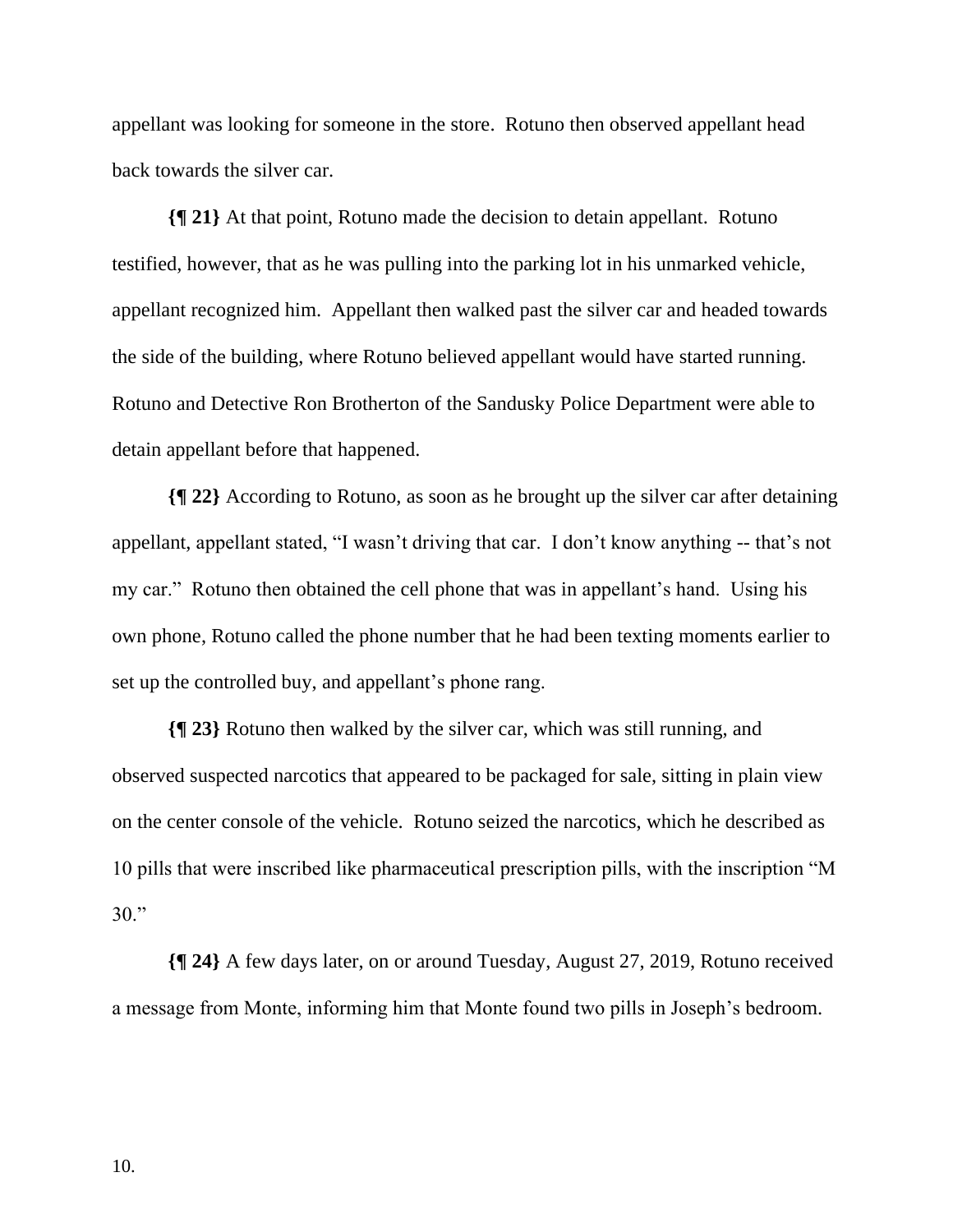appellant was looking for someone in the store. Rotuno then observed appellant head back towards the silver car.

**{¶ 21}** At that point, Rotuno made the decision to detain appellant. Rotuno testified, however, that as he was pulling into the parking lot in his unmarked vehicle, appellant recognized him. Appellant then walked past the silver car and headed towards the side of the building, where Rotuno believed appellant would have started running. Rotuno and Detective Ron Brotherton of the Sandusky Police Department were able to detain appellant before that happened.

**{¶ 22}** According to Rotuno, as soon as he brought up the silver car after detaining appellant, appellant stated, "I wasn't driving that car. I don't know anything -- that's not my car." Rotuno then obtained the cell phone that was in appellant's hand. Using his own phone, Rotuno called the phone number that he had been texting moments earlier to set up the controlled buy, and appellant's phone rang.

**{¶ 23}** Rotuno then walked by the silver car, which was still running, and observed suspected narcotics that appeared to be packaged for sale, sitting in plain view on the center console of the vehicle. Rotuno seized the narcotics, which he described as 10 pills that were inscribed like pharmaceutical prescription pills, with the inscription "M 30."

**{¶ 24}** A few days later, on or around Tuesday, August 27, 2019, Rotuno received a message from Monte, informing him that Monte found two pills in Joseph's bedroom.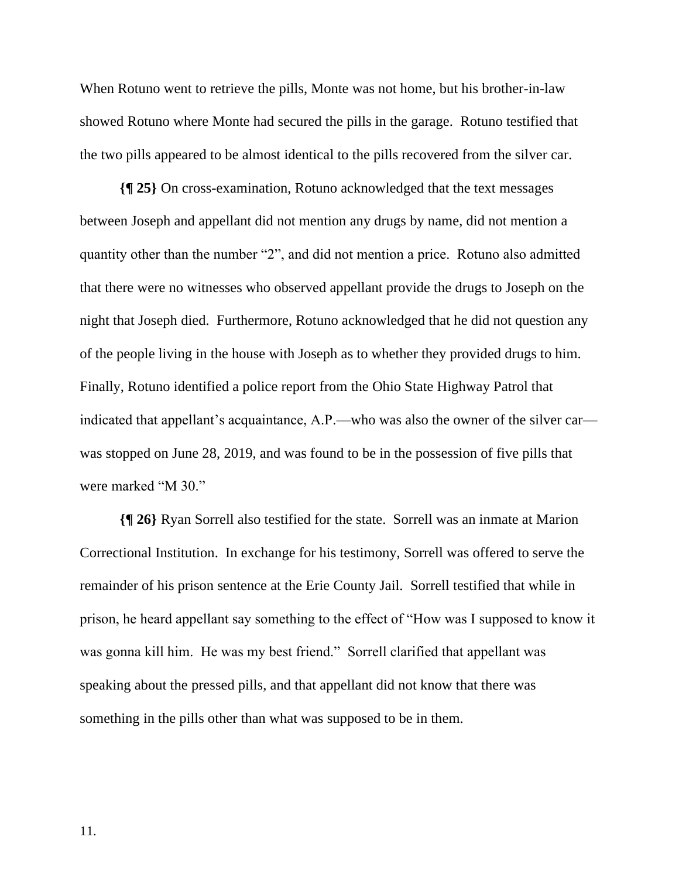When Rotuno went to retrieve the pills, Monte was not home, but his brother-in-law showed Rotuno where Monte had secured the pills in the garage. Rotuno testified that the two pills appeared to be almost identical to the pills recovered from the silver car.

**{¶ 25}** On cross-examination, Rotuno acknowledged that the text messages between Joseph and appellant did not mention any drugs by name, did not mention a quantity other than the number "2", and did not mention a price. Rotuno also admitted that there were no witnesses who observed appellant provide the drugs to Joseph on the night that Joseph died. Furthermore, Rotuno acknowledged that he did not question any of the people living in the house with Joseph as to whether they provided drugs to him. Finally, Rotuno identified a police report from the Ohio State Highway Patrol that indicated that appellant's acquaintance, A.P.—who was also the owner of the silver car—was stopped on June 28, 2019, and was found to be in the possession of five pills that were marked "M 30."

**{¶ 26}** Ryan Sorrell also testified for the state. Sorrell was an inmate at Marion Correctional Institution. In exchange for his testimony, Sorrell was offered to serve the remainder of his prison sentence at the Erie County Jail. Sorrell testified that while in prison, he heard appellant say something to the effect of "How was I supposed to know it was gonna kill him. He was my best friend." Sorrell clarified that appellant was speaking about the pressed pills, and that appellant did not know that there was something in the pills other than what was supposed to be in them.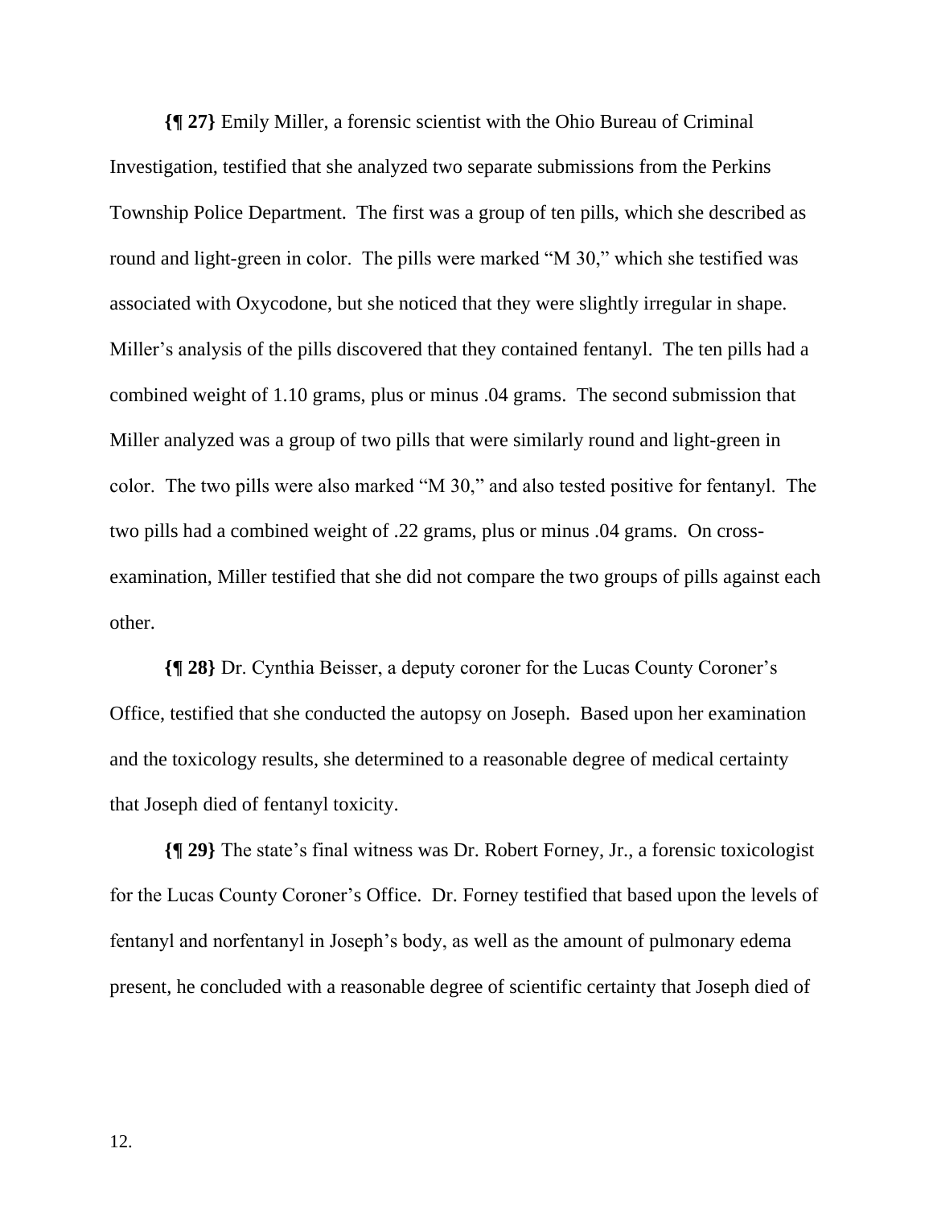**{¶ 27}** Emily Miller, a forensic scientist with the Ohio Bureau of Criminal Investigation, testified that she analyzed two separate submissions from the Perkins Township Police Department. The first was a group of ten pills, which she described as round and light-green in color. The pills were marked "M 30," which she testified was associated with Oxycodone, but she noticed that they were slightly irregular in shape. Miller's analysis of the pills discovered that they contained fentanyl. The ten pills had a combined weight of 1.10 grams, plus or minus .04 grams. The second submission that Miller analyzed was a group of two pills that were similarly round and light-green in color. The two pills were also marked "M 30," and also tested positive for fentanyl. The two pills had a combined weight of .22 grams, plus or minus .04 grams. On cross-examination, Miller testified that she did not compare the two groups of pills against each other.

**{¶ 28}** Dr. Cynthia Beisser, a deputy coroner for the Lucas County Coroner's Office, testified that she conducted the autopsy on Joseph. Based upon her examination and the toxicology results, she determined to a reasonable degree of medical certainty that Joseph died of fentanyl toxicity.

**{¶ 29}** The state's final witness was Dr. Robert Forney, Jr., a forensic toxicologist for the Lucas County Coroner's Office. Dr. Forney testified that based upon the levels of fentanyl and norfentanyl in Joseph's body, as well as the amount of pulmonary edema present, he concluded with a reasonable degree of scientific certainty that Joseph died of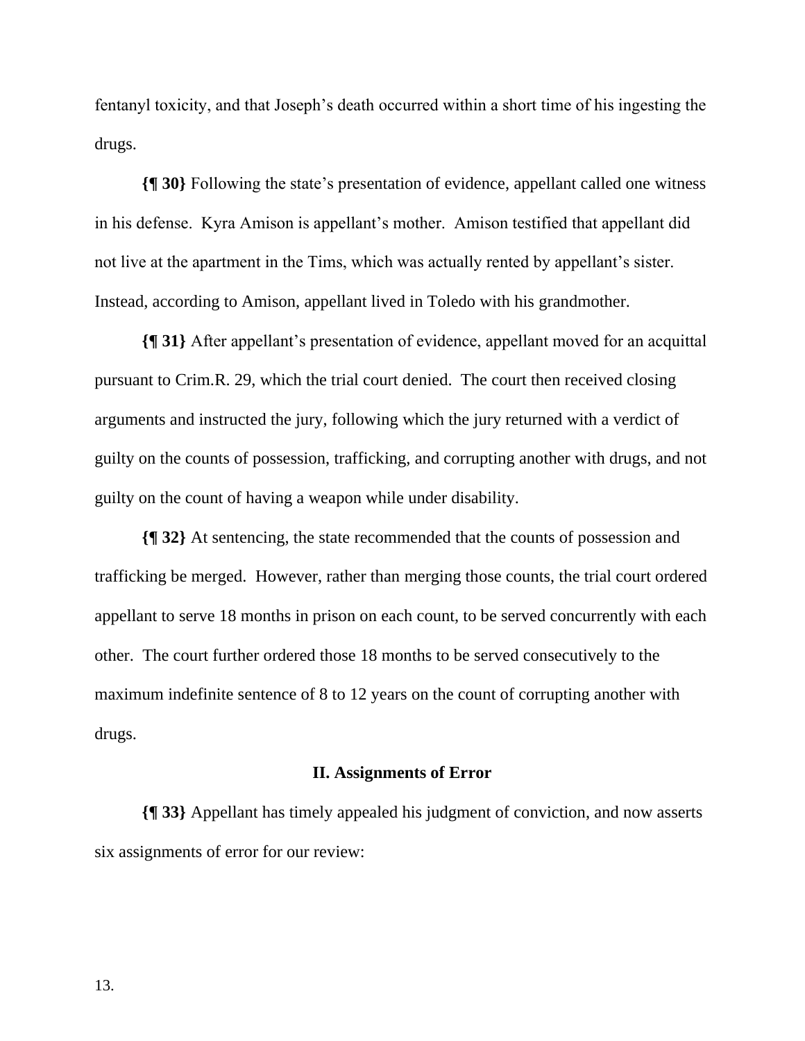fentanyl toxicity, and that Joseph's death occurred within a short time of his ingesting the drugs.

**{¶ 30}** Following the state's presentation of evidence, appellant called one witness in his defense. Kyra Amison is appellant's mother. Amison testified that appellant did not live at the apartment in the Tims, which was actually rented by appellant's sister. Instead, according to Amison, appellant lived in Toledo with his grandmother.

**{¶ 31}** After appellant's presentation of evidence, appellant moved for an acquittal pursuant to Crim.R. 29, which the trial court denied. The court then received closing arguments and instructed the jury, following which the jury returned with a verdict of guilty on the counts of possession, trafficking, and corrupting another with drugs, and not guilty on the count of having a weapon while under disability.

**{¶ 32}** At sentencing, the state recommended that the counts of possession and trafficking be merged. However, rather than merging those counts, the trial court ordered appellant to serve 18 months in prison on each count, to be served concurrently with each other. The court further ordered those 18 months to be served consecutively to the maximum indefinite sentence of 8 to 12 years on the count of corrupting another with drugs.

## II. Assignments of Error

**{¶ 33}** Appellant has timely appealed his judgment of conviction, and now asserts six assignments of error for our review: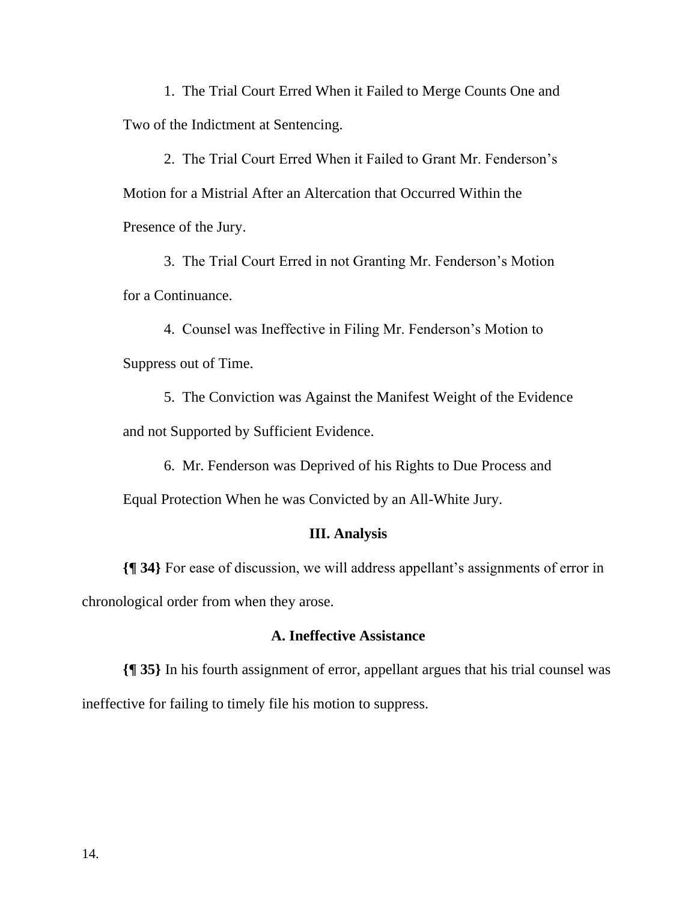1. The Trial Court Erred When it Failed to Merge Counts One and Two of the Indictment at Sentencing.

2. The Trial Court Erred When it Failed to Grant Mr. Fenderson's Motion for a Mistrial After an Altercation that Occurred Within the Presence of the Jury.

3. The Trial Court Erred in not Granting Mr. Fenderson's Motion for a Continuance.

4. Counsel was Ineffective in Filing Mr. Fenderson's Motion to Suppress out of Time.

5. The Conviction was Against the Manifest Weight of the Evidence and not Supported by Sufficient Evidence.

6. Mr. Fenderson was Deprived of his Rights to Due Process and Equal Protection When he was Convicted by an All-White Jury.

## III. Analysis

**{¶ 34}** For ease of discussion, we will address appellant's assignments of error in chronological order from when they arose.

### A. Ineffective Assistance

**{¶ 35}** In his fourth assignment of error, appellant argues that his trial counsel was ineffective for failing to timely file his motion to suppress.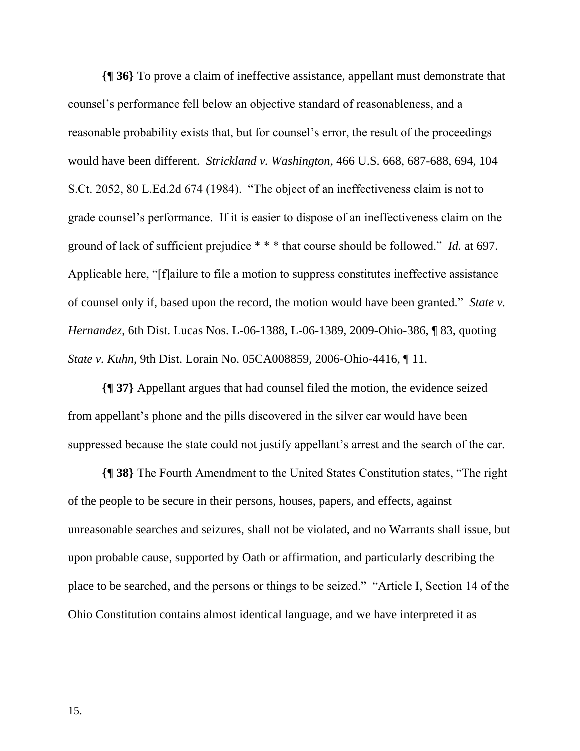**{¶ 36}** To prove a claim of ineffective assistance, appellant must demonstrate that counsel's performance fell below an objective standard of reasonableness, and a reasonable probability exists that, but for counsel's error, the result of the proceedings would have been different. *Strickland v. Washington*, 466 U.S. 668, 687-688, 694, 104 S.Ct. 2052, 80 L.Ed.2d 674 (1984). "The object of an ineffectiveness claim is not to grade counsel's performance. If it is easier to dispose of an ineffectiveness claim on the ground of lack of sufficient prejudice * * * that course should be followed." *Id.* at 697. Applicable here, "[f]ailure to file a motion to suppress constitutes ineffective assistance of counsel only if, based upon the record, the motion would have been granted." *State v. Hernandez*, 6th Dist. Lucas Nos. L-06-1388, L-06-1389, 2009-Ohio-386, ¶ 83, quoting *State v. Kuhn*, 9th Dist. Lorain No. 05CA008859, 2006-Ohio-4416, ¶ 11.

**{¶ 37}** Appellant argues that had counsel filed the motion, the evidence seized from appellant's phone and the pills discovered in the silver car would have been suppressed because the state could not justify appellant's arrest and the search of the car.

**{¶ 38}** The Fourth Amendment to the United States Constitution states, "The right of the people to be secure in their persons, houses, papers, and effects, against unreasonable searches and seizures, shall not be violated, and no Warrants shall issue, but upon probable cause, supported by Oath or affirmation, and particularly describing the place to be searched, and the persons or things to be seized." "Article I, Section 14 of the Ohio Constitution contains almost identical language, and we have interpreted it as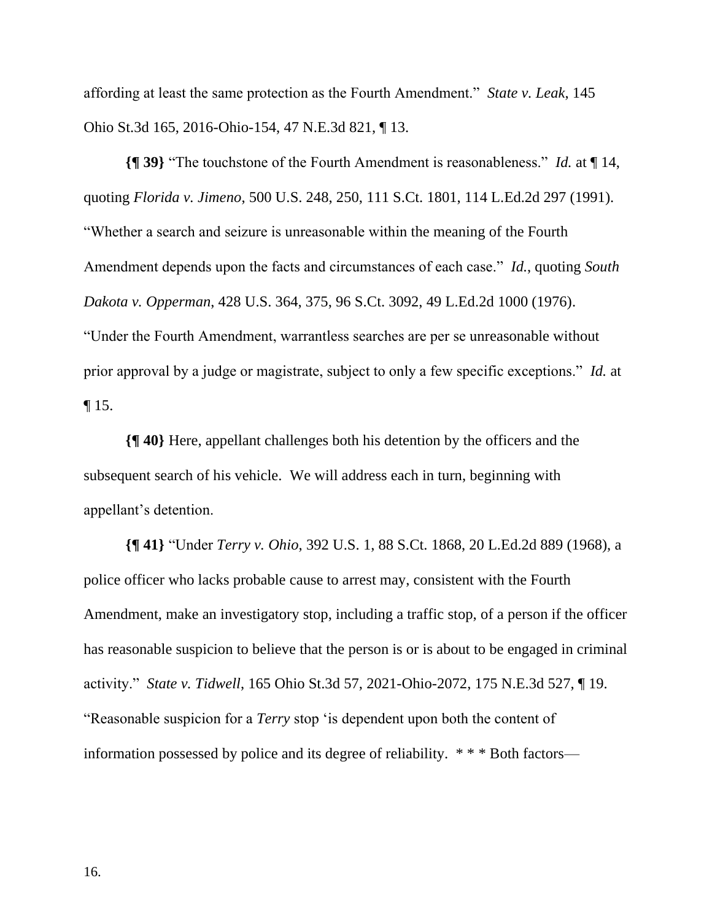affording at least the same protection as the Fourth Amendment." *State v. Leak*, 145 Ohio St.3d 165, 2016-Ohio-154, 47 N.E.3d 821, ¶ 13.

**{¶ 39}** "The touchstone of the Fourth Amendment is reasonableness." *Id.* at ¶ 14, quoting *Florida v. Jimeno*, 500 U.S. 248, 250, 111 S.Ct. 1801, 114 L.Ed.2d 297 (1991). "Whether a search and seizure is unreasonable within the meaning of the Fourth Amendment depends upon the facts and circumstances of each case." *Id.*, quoting *South Dakota v. Opperman*, 428 U.S. 364, 375, 96 S.Ct. 3092, 49 L.Ed.2d 1000 (1976). "Under the Fourth Amendment, warrantless searches are per se unreasonable without prior approval by a judge or magistrate, subject to only a few specific exceptions." *Id.* at ¶ 15.

**{¶ 40}** Here, appellant challenges both his detention by the officers and the subsequent search of his vehicle. We will address each in turn, beginning with appellant's detention.

**{¶ 41}** "Under *Terry v. Ohio*, 392 U.S. 1, 88 S.Ct. 1868, 20 L.Ed.2d 889 (1968), a police officer who lacks probable cause to arrest may, consistent with the Fourth Amendment, make an investigatory stop, including a traffic stop, of a person if the officer has reasonable suspicion to believe that the person is or is about to be engaged in criminal activity." *State v. Tidwell*, 165 Ohio St.3d 57, 2021-Ohio-2072, 175 N.E.3d 527, ¶ 19. "Reasonable suspicion for a *Terry* stop 'is dependent upon both the content of information possessed by police and its degree of reliability. * * * Both factors—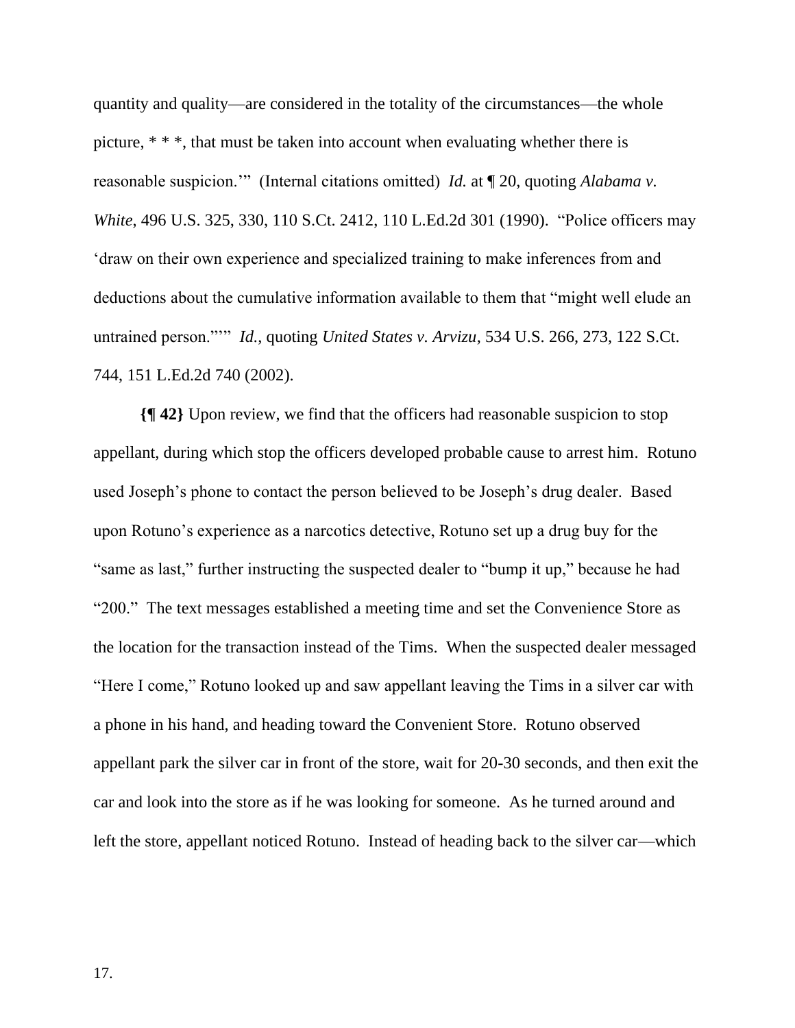quantity and quality—are considered in the totality of the circumstances—the whole picture, * * *, that must be taken into account when evaluating whether there is reasonable suspicion.'" (Internal citations omitted) *Id.* at ¶ 20, quoting *Alabama v. White*, 496 U.S. 325, 330, 110 S.Ct. 2412, 110 L.Ed.2d 301 (1990). "Police officers may 'draw on their own experience and specialized training to make inferences from and deductions about the cumulative information available to them that "might well elude an untrained person."'" *Id.*, quoting *United States v. Arvizu*, 534 U.S. 266, 273, 122 S.Ct. 744, 151 L.Ed.2d 740 (2002).

**{¶ 42}** Upon review, we find that the officers had reasonable suspicion to stop appellant, during which stop the officers developed probable cause to arrest him. Rotuno used Joseph's phone to contact the person believed to be Joseph's drug dealer. Based upon Rotuno's experience as a narcotics detective, Rotuno set up a drug buy for the "same as last," further instructing the suspected dealer to "bump it up," because he had "200." The text messages established a meeting time and set the Convenience Store as the location for the transaction instead of the Tims. When the suspected dealer messaged "Here I come," Rotuno looked up and saw appellant leaving the Tims in a silver car with a phone in his hand, and heading toward the Convenient Store. Rotuno observed appellant park the silver car in front of the store, wait for 20-30 seconds, and then exit the car and look into the store as if he was looking for someone. As he turned around and left the store, appellant noticed Rotuno. Instead of heading back to the silver car—which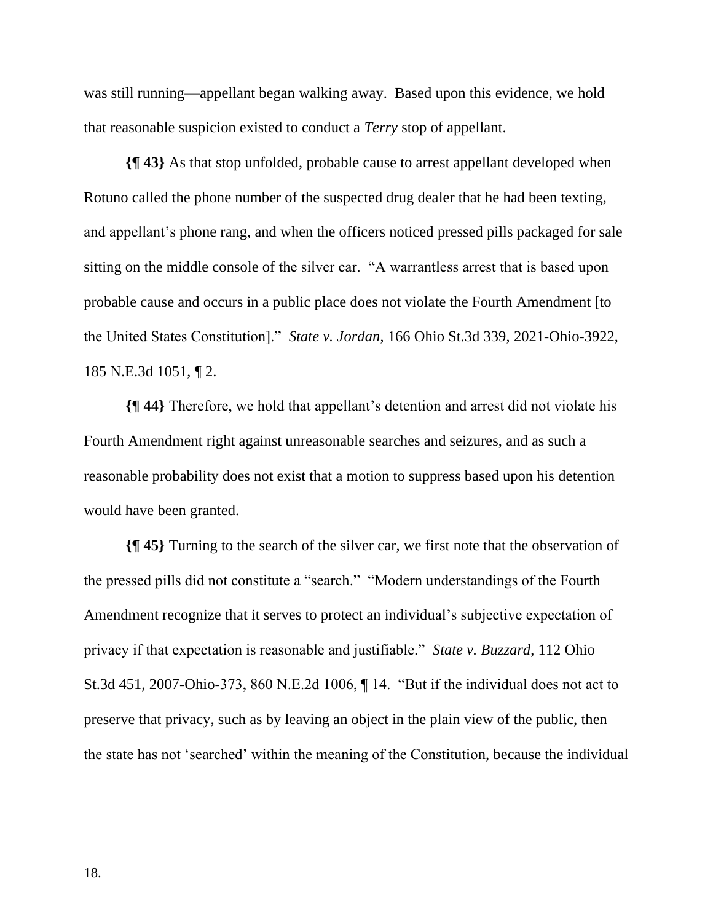was still running—appellant began walking away. Based upon this evidence, we hold that reasonable suspicion existed to conduct a *Terry* stop of appellant.

**{¶ 43}** As that stop unfolded, probable cause to arrest appellant developed when Rotuno called the phone number of the suspected drug dealer that he had been texting, and appellant's phone rang, and when the officers noticed pressed pills packaged for sale sitting on the middle console of the silver car. "A warrantless arrest that is based upon probable cause and occurs in a public place does not violate the Fourth Amendment [to the United States Constitution]." *State v. Jordan*, 166 Ohio St.3d 339, 2021-Ohio-3922, 185 N.E.3d 1051, ¶ 2.

**{¶ 44}** Therefore, we hold that appellant's detention and arrest did not violate his Fourth Amendment right against unreasonable searches and seizures, and as such a reasonable probability does not exist that a motion to suppress based upon his detention would have been granted.

**{¶ 45}** Turning to the search of the silver car, we first note that the observation of the pressed pills did not constitute a "search." "Modern understandings of the Fourth Amendment recognize that it serves to protect an individual's subjective expectation of privacy if that expectation is reasonable and justifiable." *State v. Buzzard*, 112 Ohio St.3d 451, 2007-Ohio-373, 860 N.E.2d 1006, ¶ 14. "But if the individual does not act to preserve that privacy, such as by leaving an object in the plain view of the public, then the state has not 'searched' within the meaning of the Constitution, because the individual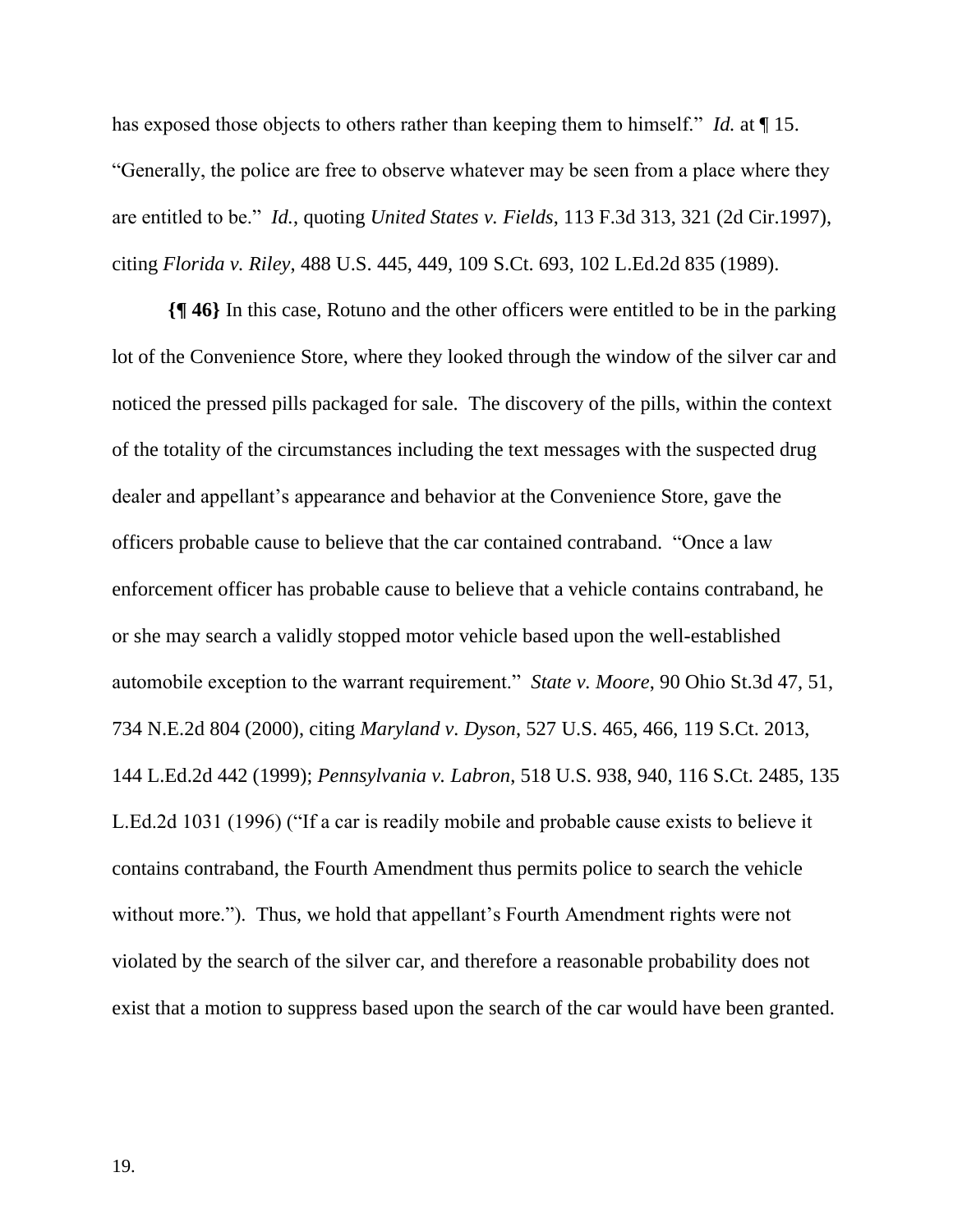has exposed those objects to others rather than keeping them to himself." *Id.* at ¶ 15. "Generally, the police are free to observe whatever may be seen from a place where they are entitled to be." *Id.*, quoting *United States v. Fields*, 113 F.3d 313, 321 (2d Cir.1997), citing *Florida v. Riley*, 488 U.S. 445, 449, 109 S.Ct. 693, 102 L.Ed.2d 835 (1989).

**{¶ 46}** In this case, Rotuno and the other officers were entitled to be in the parking lot of the Convenience Store, where they looked through the window of the silver car and noticed the pressed pills packaged for sale. The discovery of the pills, within the context of the totality of the circumstances including the text messages with the suspected drug dealer and appellant's appearance and behavior at the Convenience Store, gave the officers probable cause to believe that the car contained contraband. "Once a law enforcement officer has probable cause to believe that a vehicle contains contraband, he or she may search a validly stopped motor vehicle based upon the well-established automobile exception to the warrant requirement." *State v. Moore*, 90 Ohio St.3d 47, 51, 734 N.E.2d 804 (2000), citing *Maryland v. Dyson*, 527 U.S. 465, 466, 119 S.Ct. 2013, 144 L.Ed.2d 442 (1999); *Pennsylvania v. Labron*, 518 U.S. 938, 940, 116 S.Ct. 2485, 135 L.Ed.2d 1031 (1996) ("If a car is readily mobile and probable cause exists to believe it contains contraband, the Fourth Amendment thus permits police to search the vehicle without more."). Thus, we hold that appellant's Fourth Amendment rights were not violated by the search of the silver car, and therefore a reasonable probability does not exist that a motion to suppress based upon the search of the car would have been granted.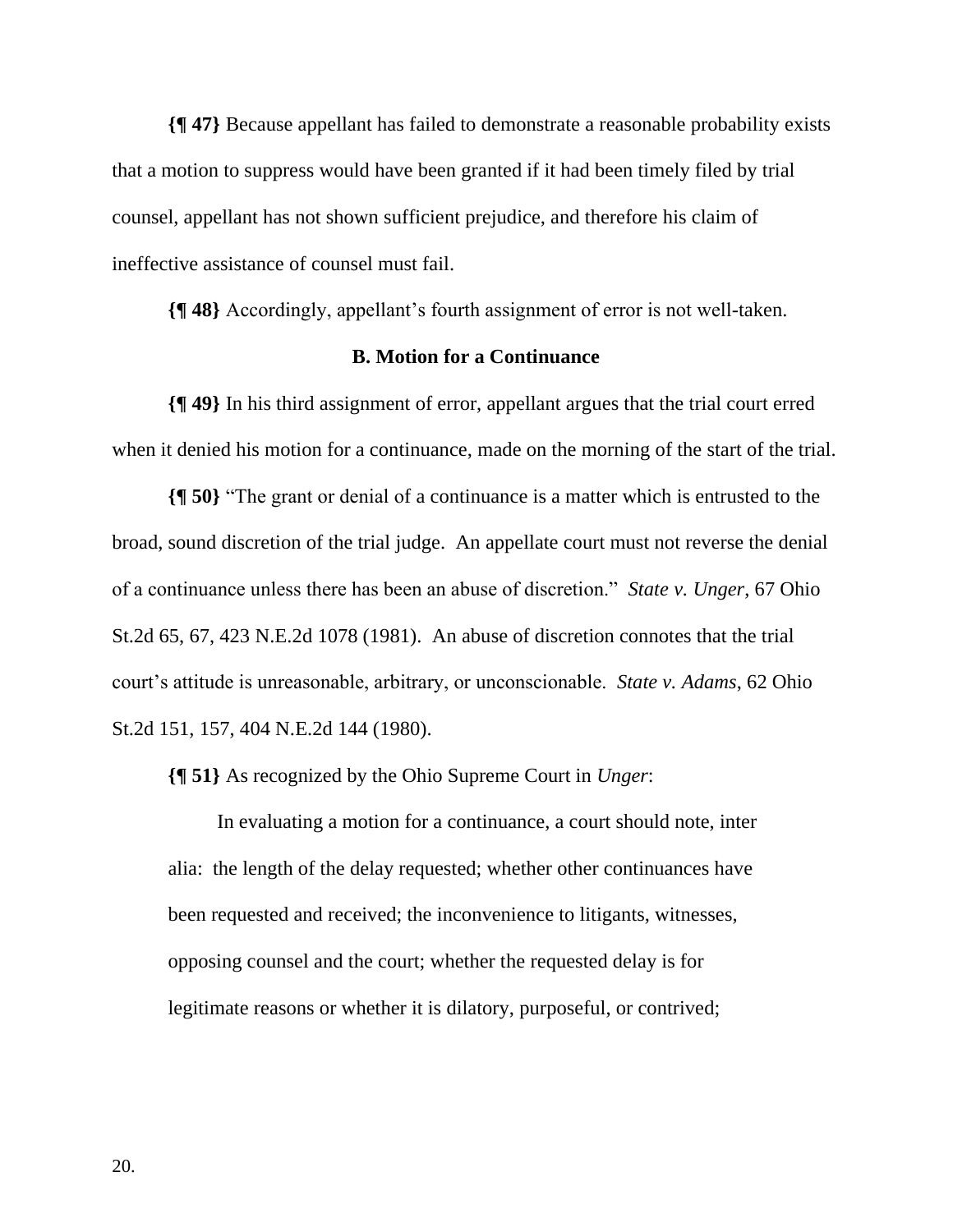**{¶ 47}** Because appellant has failed to demonstrate a reasonable probability exists that a motion to suppress would have been granted if it had been timely filed by trial counsel, appellant has not shown sufficient prejudice, and therefore his claim of ineffective assistance of counsel must fail.

**{¶ 48}** Accordingly, appellant's fourth assignment of error is not well-taken.

### B. Motion for a Continuance

**{¶ 49}** In his third assignment of error, appellant argues that the trial court erred when it denied his motion for a continuance, made on the morning of the start of the trial.

**{¶ 50}** "The grant or denial of a continuance is a matter which is entrusted to the broad, sound discretion of the trial judge. An appellate court must not reverse the denial of a continuance unless there has been an abuse of discretion." *State v. Unger*, 67 Ohio St.2d 65, 67, 423 N.E.2d 1078 (1981). An abuse of discretion connotes that the trial court's attitude is unreasonable, arbitrary, or unconscionable. *State v. Adams*, 62 Ohio St.2d 151, 157, 404 N.E.2d 144 (1980).

**{¶ 51}** As recognized by the Ohio Supreme Court in *Unger*:

> In evaluating a motion for a continuance, a court should note, inter alia: the length of the delay requested; whether other continuances have been requested and received; the inconvenience to litigants, witnesses, opposing counsel and the court; whether the requested delay is for legitimate reasons or whether it is dilatory, purposeful, or contrived;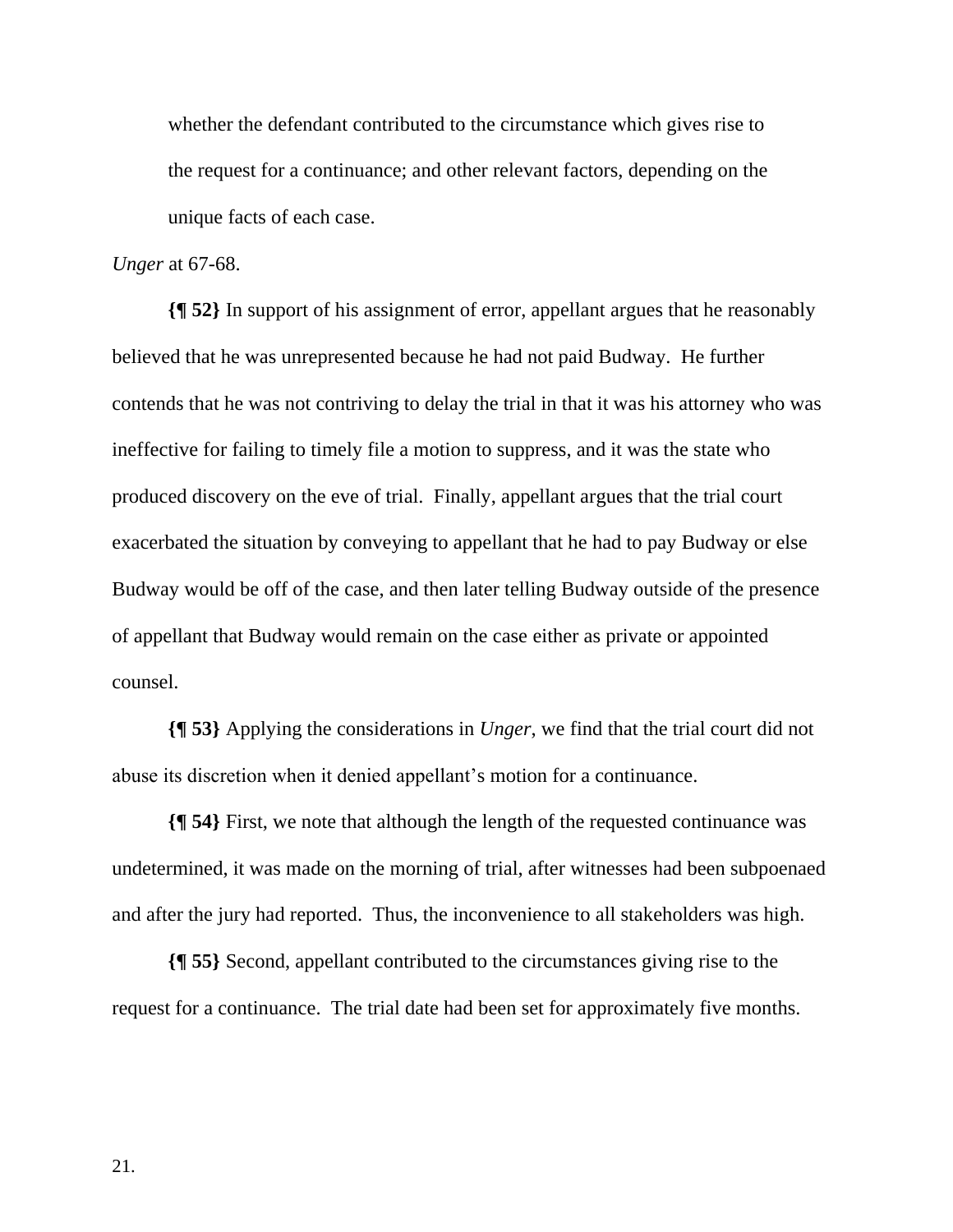whether the defendant contributed to the circumstance which gives rise to the request for a continuance; and other relevant factors, depending on the unique facts of each case.

*Unger* at 67-68.

**{¶ 52}** In support of his assignment of error, appellant argues that he reasonably believed that he was unrepresented because he had not paid Budway. He further contends that he was not contriving to delay the trial in that it was his attorney who was ineffective for failing to timely file a motion to suppress, and it was the state who produced discovery on the eve of trial. Finally, appellant argues that the trial court exacerbated the situation by conveying to appellant that he had to pay Budway or else Budway would be off of the case, and then later telling Budway outside of the presence of appellant that Budway would remain on the case either as private or appointed counsel.

**{¶ 53}** Applying the considerations in *Unger*, we find that the trial court did not abuse its discretion when it denied appellant's motion for a continuance.

**{¶ 54}** First, we note that although the length of the requested continuance was undetermined, it was made on the morning of trial, after witnesses had been subpoenaed and after the jury had reported. Thus, the inconvenience to all stakeholders was high.

**{¶ 55}** Second, appellant contributed to the circumstances giving rise to the request for a continuance. The trial date had been set for approximately five months.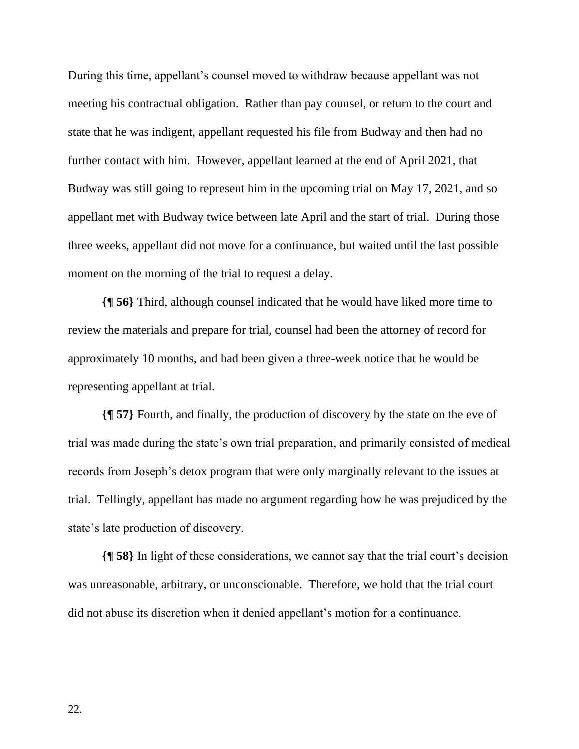During this time, appellant's counsel moved to withdraw because appellant was not meeting his contractual obligation. Rather than pay counsel, or return to the court and state that he was indigent, appellant requested his file from Budway and then had no further contact with him. However, appellant learned at the end of April 2021, that Budway was still going to represent him in the upcoming trial on May 17, 2021, and so appellant met with Budway twice between late April and the start of trial. During those three weeks, appellant did not move for a continuance, but waited until the last possible moment on the morning of the trial to request a delay.

**{¶ 56}** Third, although counsel indicated that he would have liked more time to review the materials and prepare for trial, counsel had been the attorney of record for approximately 10 months, and had been given a three-week notice that he would be representing appellant at trial.

**{¶ 57}** Fourth, and finally, the production of discovery by the state on the eve of trial was made during the state's own trial preparation, and primarily consisted of medical records from Joseph's detox program that were only marginally relevant to the issues at trial. Tellingly, appellant has made no argument regarding how he was prejudiced by the state's late production of discovery.

**{¶ 58}** In light of these considerations, we cannot say that the trial court's decision was unreasonable, arbitrary, or unconscionable. Therefore, we hold that the trial court did not abuse its discretion when it denied appellant's motion for a continuance.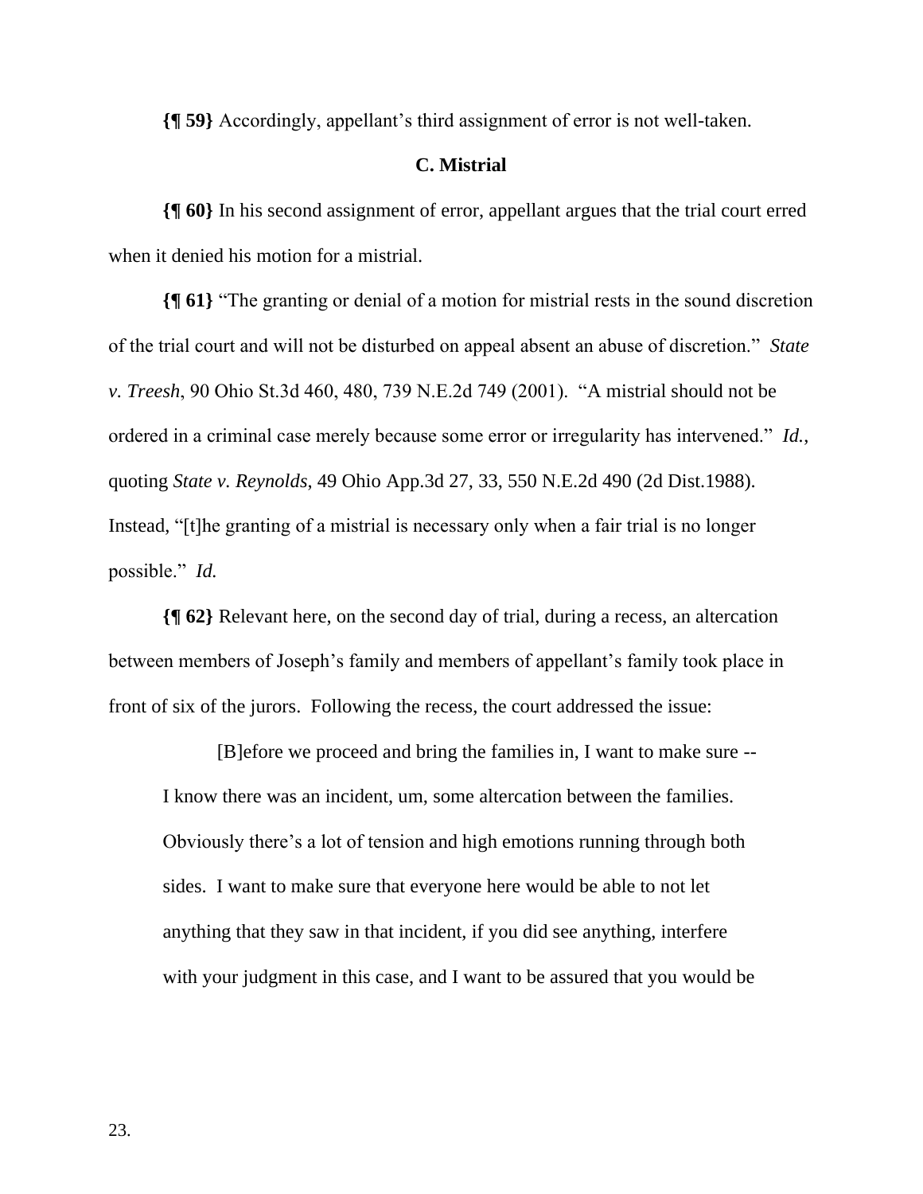**{¶ 59}** Accordingly, appellant's third assignment of error is not well-taken.

### C. Mistrial

**{¶ 60}** In his second assignment of error, appellant argues that the trial court erred when it denied his motion for a mistrial.

**{¶ 61}** "The granting or denial of a motion for mistrial rests in the sound discretion of the trial court and will not be disturbed on appeal absent an abuse of discretion." *State v. Treesh*, 90 Ohio St.3d 460, 480, 739 N.E.2d 749 (2001). "A mistrial should not be ordered in a criminal case merely because some error or irregularity has intervened." *Id.*, quoting *State v. Reynolds*, 49 Ohio App.3d 27, 33, 550 N.E.2d 490 (2d Dist.1988). Instead, "[t]he granting of a mistrial is necessary only when a fair trial is no longer possible." *Id.*

**{¶ 62}** Relevant here, on the second day of trial, during a recess, an altercation between members of Joseph's family and members of appellant's family took place in front of six of the jurors. Following the recess, the court addressed the issue:

> [B]efore we proceed and bring the families in, I want to make sure -- I know there was an incident, um, some altercation between the families. Obviously there's a lot of tension and high emotions running through both sides. I want to make sure that everyone here would be able to not let anything that they saw in that incident, if you did see anything, interfere with your judgment in this case, and I want to be assured that you would be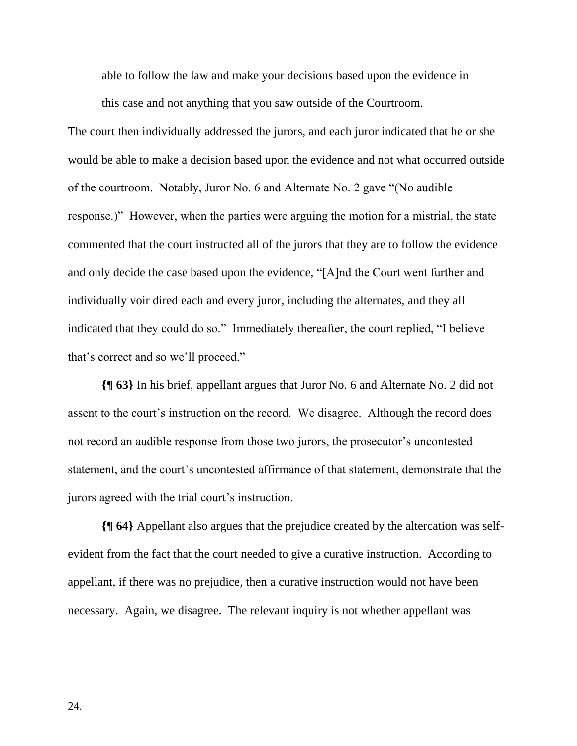> able to follow the law and make your decisions based upon the evidence in this case and not anything that you saw outside of the Courtroom.

The court then individually addressed the jurors, and each juror indicated that he or she would be able to make a decision based upon the evidence and not what occurred outside of the courtroom. Notably, Juror No. 6 and Alternate No. 2 gave "(No audible response.)" However, when the parties were arguing the motion for a mistrial, the state commented that the court instructed all of the jurors that they are to follow the evidence and only decide the case based upon the evidence, "[A]nd the Court went further and individually voir dired each and every juror, including the alternates, and they all indicated that they could do so." Immediately thereafter, the court replied, "I believe that's correct and so we'll proceed."

**{¶ 63}** In his brief, appellant argues that Juror No. 6 and Alternate No. 2 did not assent to the court's instruction on the record. We disagree. Although the record does not record an audible response from those two jurors, the prosecutor's uncontested statement, and the court's uncontested affirmance of that statement, demonstrate that the jurors agreed with the trial court's instruction.

**{¶ 64}** Appellant also argues that the prejudice created by the altercation was self-evident from the fact that the court needed to give a curative instruction. According to appellant, if there was no prejudice, then a curative instruction would not have been necessary. Again, we disagree. The relevant inquiry is not whether appellant was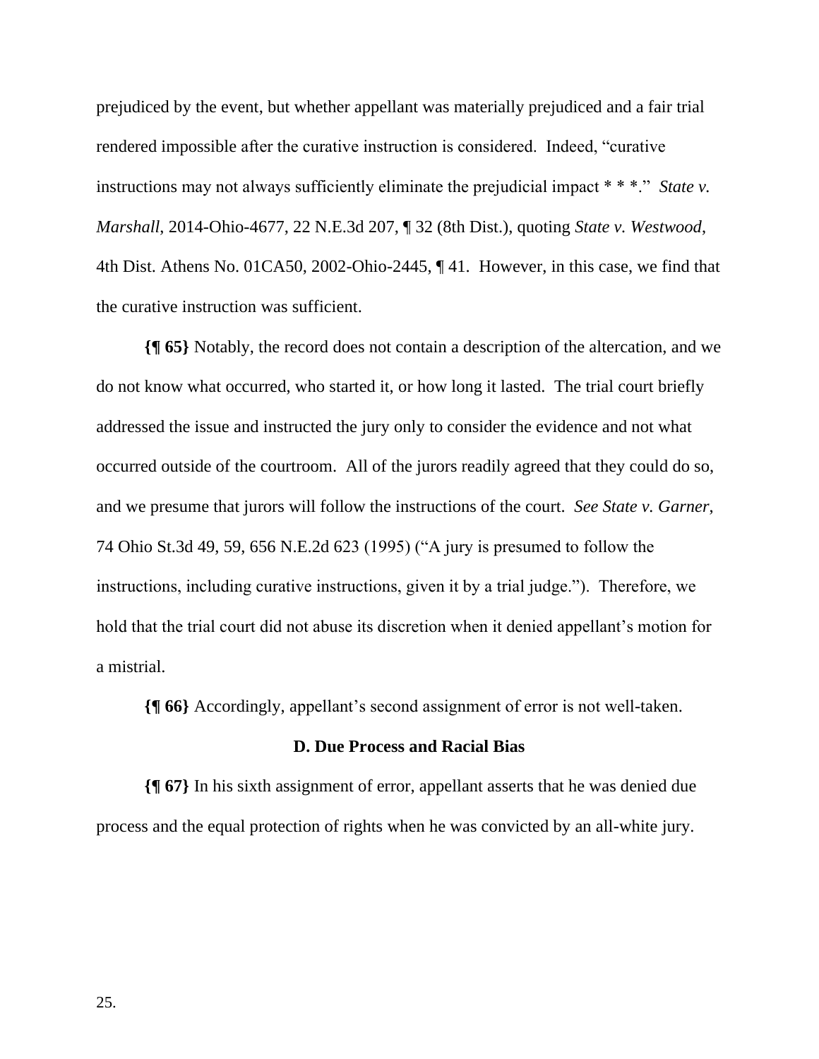prejudiced by the event, but whether appellant was materially prejudiced and a fair trial rendered impossible after the curative instruction is considered. Indeed, "curative instructions may not always sufficiently eliminate the prejudicial impact * * *." *State v. Marshall*, 2014-Ohio-4677, 22 N.E.3d 207, ¶ 32 (8th Dist.), quoting *State v. Westwood*, 4th Dist. Athens No. 01CA50, 2002-Ohio-2445, ¶ 41. However, in this case, we find that the curative instruction was sufficient.

**{¶ 65}** Notably, the record does not contain a description of the altercation, and we do not know what occurred, who started it, or how long it lasted. The trial court briefly addressed the issue and instructed the jury only to consider the evidence and not what occurred outside of the courtroom. All of the jurors readily agreed that they could do so, and we presume that jurors will follow the instructions of the court. *See State v. Garner*, 74 Ohio St.3d 49, 59, 656 N.E.2d 623 (1995) ("A jury is presumed to follow the instructions, including curative instructions, given it by a trial judge."). Therefore, we hold that the trial court did not abuse its discretion when it denied appellant's motion for a mistrial.

**{¶ 66}** Accordingly, appellant's second assignment of error is not well-taken.

### D. Due Process and Racial Bias

**{¶ 67}** In his sixth assignment of error, appellant asserts that he was denied due process and the equal protection of rights when he was convicted by an all-white jury.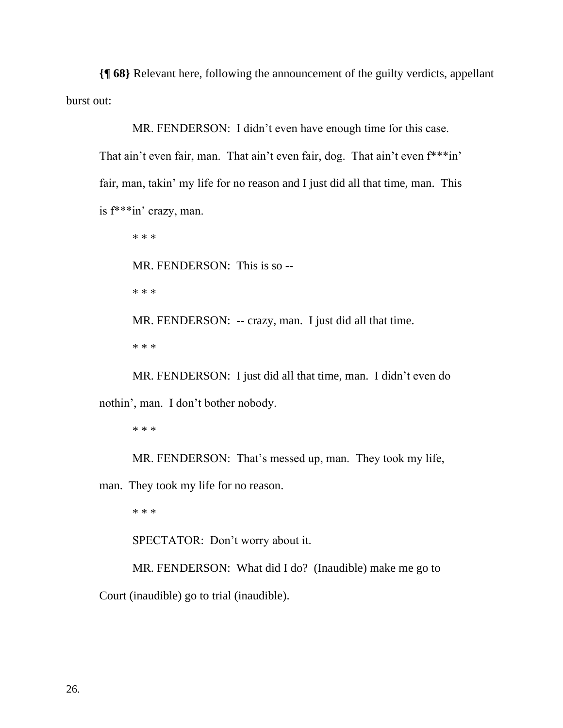**{¶ 68}** Relevant here, following the announcement of the guilty verdicts, appellant burst out:

> MR. FENDERSON: I didn't even have enough time for this case. That ain't even fair, man. That ain't even fair, dog. That ain't even f***in' fair, man, takin' my life for no reason and I just did all that time, man. This is f***in' crazy, man.
>
> * * *
>
> MR. FENDERSON: This is so --
>
> * * *
>
> MR. FENDERSON: -- crazy, man. I just did all that time.
>
> * * *
>
> MR. FENDERSON: I just did all that time, man. I didn't even do nothin', man. I don't bother nobody.
>
> * * *
>
> MR. FENDERSON: That's messed up, man. They took my life, man. They took my life for no reason.
>
> * * *
>
> SPECTATOR: Don't worry about it.
>
> MR. FENDERSON: What did I do? (Inaudible) make me go to Court (inaudible) go to trial (inaudible).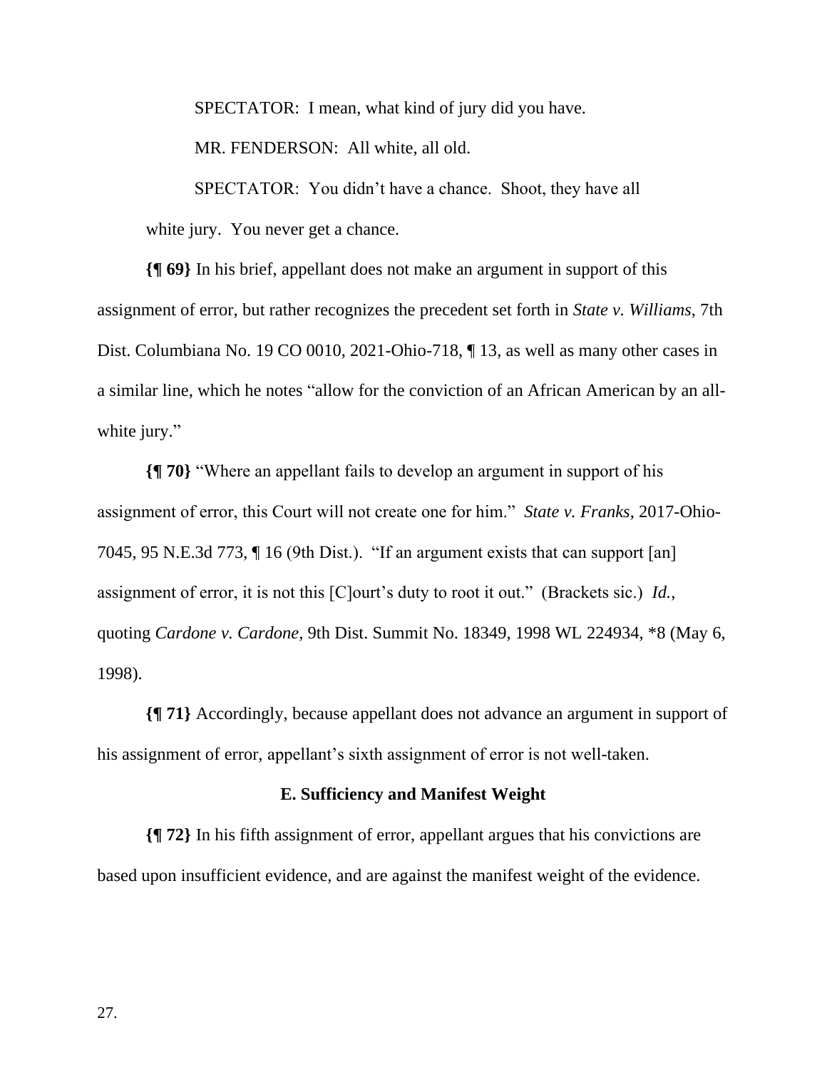SPECTATOR: I mean, what kind of jury did you have.

MR. FENDERSON: All white, all old.

SPECTATOR: You didn't have a chance. Shoot, they have all white jury. You never get a chance.

**{¶ 69}** In his brief, appellant does not make an argument in support of this assignment of error, but rather recognizes the precedent set forth in *State v. Williams*, 7th Dist. Columbiana No. 19 CO 0010, 2021-Ohio-718, ¶ 13, as well as many other cases in a similar line, which he notes "allow for the conviction of an African American by an all-white jury."

**{¶ 70}** "Where an appellant fails to develop an argument in support of his assignment of error, this Court will not create one for him." *State v. Franks*, 2017-Ohio-7045, 95 N.E.3d 773, ¶ 16 (9th Dist.). "If an argument exists that can support [an] assignment of error, it is not this [C]ourt's duty to root it out." (Brackets sic.) *Id.*, quoting *Cardone v. Cardone*, 9th Dist. Summit No. 18349, 1998 WL 224934, *8 (May 6, 1998).

**{¶ 71}** Accordingly, because appellant does not advance an argument in support of his assignment of error, appellant's sixth assignment of error is not well-taken.

### E. Sufficiency and Manifest Weight

**{¶ 72}** In his fifth assignment of error, appellant argues that his convictions are based upon insufficient evidence, and are against the manifest weight of the evidence.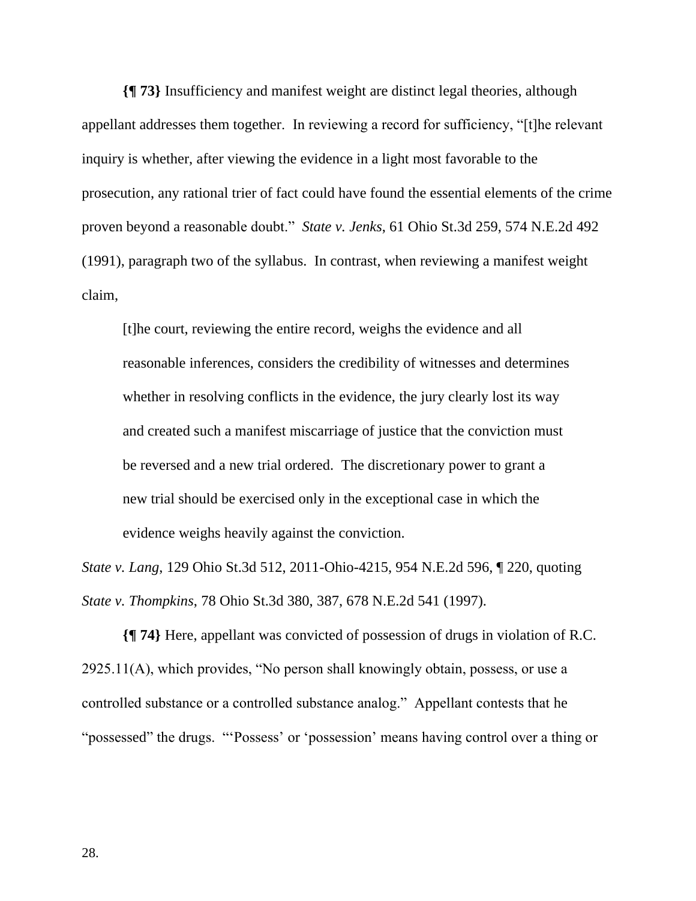**{¶ 73}** Insufficiency and manifest weight are distinct legal theories, although appellant addresses them together. In reviewing a record for sufficiency, "[t]he relevant inquiry is whether, after viewing the evidence in a light most favorable to the prosecution, any rational trier of fact could have found the essential elements of the crime proven beyond a reasonable doubt." *State v. Jenks*, 61 Ohio St.3d 259, 574 N.E.2d 492 (1991), paragraph two of the syllabus. In contrast, when reviewing a manifest weight claim,

> [t]he court, reviewing the entire record, weighs the evidence and all reasonable inferences, considers the credibility of witnesses and determines whether in resolving conflicts in the evidence, the jury clearly lost its way and created such a manifest miscarriage of justice that the conviction must be reversed and a new trial ordered. The discretionary power to grant a new trial should be exercised only in the exceptional case in which the evidence weighs heavily against the conviction.

*State v. Lang*, 129 Ohio St.3d 512, 2011-Ohio-4215, 954 N.E.2d 596, ¶ 220, quoting *State v. Thompkins*, 78 Ohio St.3d 380, 387, 678 N.E.2d 541 (1997).

**{¶ 74}** Here, appellant was convicted of possession of drugs in violation of R.C. 2925.11(A), which provides, "No person shall knowingly obtain, possess, or use a controlled substance or a controlled substance analog." Appellant contests that he "possessed" the drugs. "'Possess' or 'possession' means having control over a thing or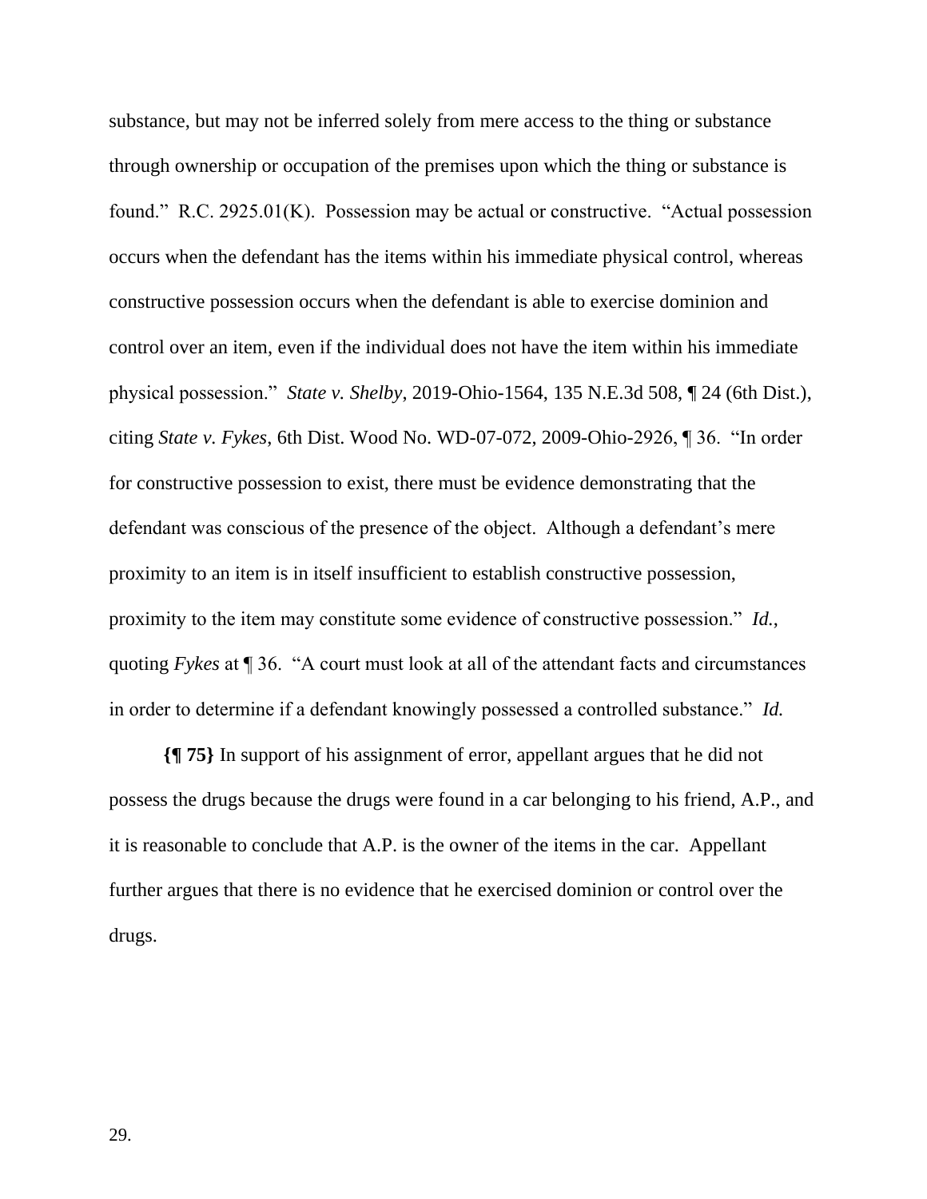substance, but may not be inferred solely from mere access to the thing or substance through ownership or occupation of the premises upon which the thing or substance is found." R.C. 2925.01(K). Possession may be actual or constructive. "Actual possession occurs when the defendant has the items within his immediate physical control, whereas constructive possession occurs when the defendant is able to exercise dominion and control over an item, even if the individual does not have the item within his immediate physical possession." *State v. Shelby*, 2019-Ohio-1564, 135 N.E.3d 508, ¶ 24 (6th Dist.), citing *State v. Fykes*, 6th Dist. Wood No. WD-07-072, 2009-Ohio-2926, ¶ 36. "In order for constructive possession to exist, there must be evidence demonstrating that the defendant was conscious of the presence of the object. Although a defendant's mere proximity to an item is in itself insufficient to establish constructive possession, proximity to the item may constitute some evidence of constructive possession." *Id.*, quoting *Fykes* at ¶ 36. "A court must look at all of the attendant facts and circumstances in order to determine if a defendant knowingly possessed a controlled substance." *Id.*

**{¶ 75}** In support of his assignment of error, appellant argues that he did not possess the drugs because the drugs were found in a car belonging to his friend, A.P., and it is reasonable to conclude that A.P. is the owner of the items in the car. Appellant further argues that there is no evidence that he exercised dominion or control over the drugs.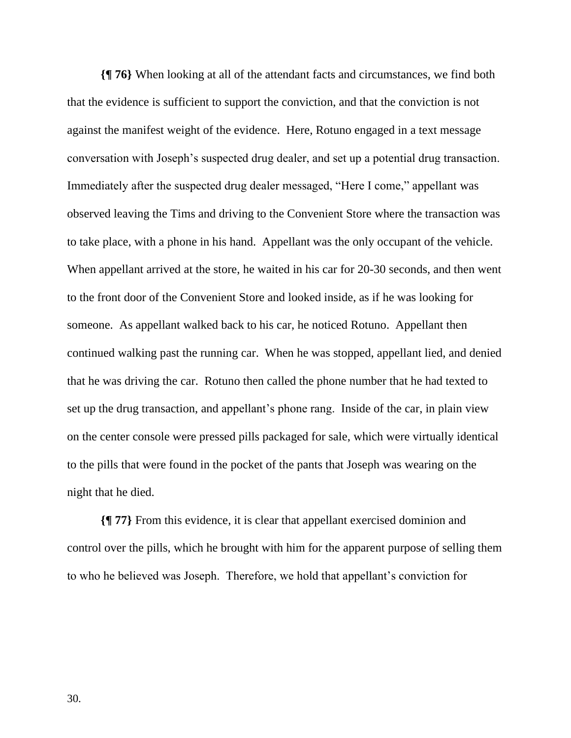**{¶ 76}** When looking at all of the attendant facts and circumstances, we find both that the evidence is sufficient to support the conviction, and that the conviction is not against the manifest weight of the evidence. Here, Rotuno engaged in a text message conversation with Joseph's suspected drug dealer, and set up a potential drug transaction. Immediately after the suspected drug dealer messaged, "Here I come," appellant was observed leaving the Tims and driving to the Convenient Store where the transaction was to take place, with a phone in his hand. Appellant was the only occupant of the vehicle. When appellant arrived at the store, he waited in his car for 20-30 seconds, and then went to the front door of the Convenient Store and looked inside, as if he was looking for someone. As appellant walked back to his car, he noticed Rotuno. Appellant then continued walking past the running car. When he was stopped, appellant lied, and denied that he was driving the car. Rotuno then called the phone number that he had texted to set up the drug transaction, and appellant's phone rang. Inside of the car, in plain view on the center console were pressed pills packaged for sale, which were virtually identical to the pills that were found in the pocket of the pants that Joseph was wearing on the night that he died.

**{¶ 77}** From this evidence, it is clear that appellant exercised dominion and control over the pills, which he brought with him for the apparent purpose of selling them to who he believed was Joseph. Therefore, we hold that appellant's conviction for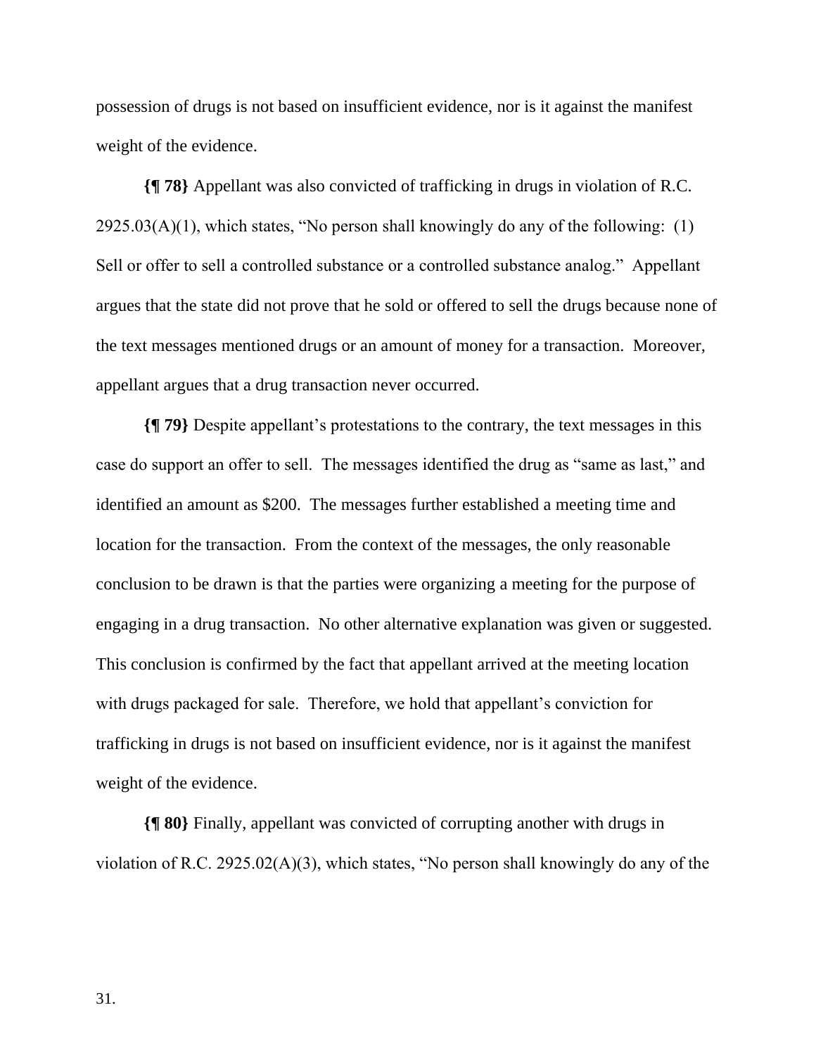possession of drugs is not based on insufficient evidence, nor is it against the manifest weight of the evidence.

**{¶ 78}** Appellant was also convicted of trafficking in drugs in violation of R.C. 2925.03(A)(1), which states, "No person shall knowingly do any of the following: (1) Sell or offer to sell a controlled substance or a controlled substance analog." Appellant argues that the state did not prove that he sold or offered to sell the drugs because none of the text messages mentioned drugs or an amount of money for a transaction. Moreover, appellant argues that a drug transaction never occurred.

**{¶ 79}** Despite appellant's protestations to the contrary, the text messages in this case do support an offer to sell. The messages identified the drug as "same as last," and identified an amount as $200. The messages further established a meeting time and location for the transaction. From the context of the messages, the only reasonable conclusion to be drawn is that the parties were organizing a meeting for the purpose of engaging in a drug transaction. No other alternative explanation was given or suggested. This conclusion is confirmed by the fact that appellant arrived at the meeting location with drugs packaged for sale. Therefore, we hold that appellant's conviction for trafficking in drugs is not based on insufficient evidence, nor is it against the manifest weight of the evidence.

**{¶ 80}** Finally, appellant was convicted of corrupting another with drugs in violation of R.C. 2925.02(A)(3), which states, "No person shall knowingly do any of the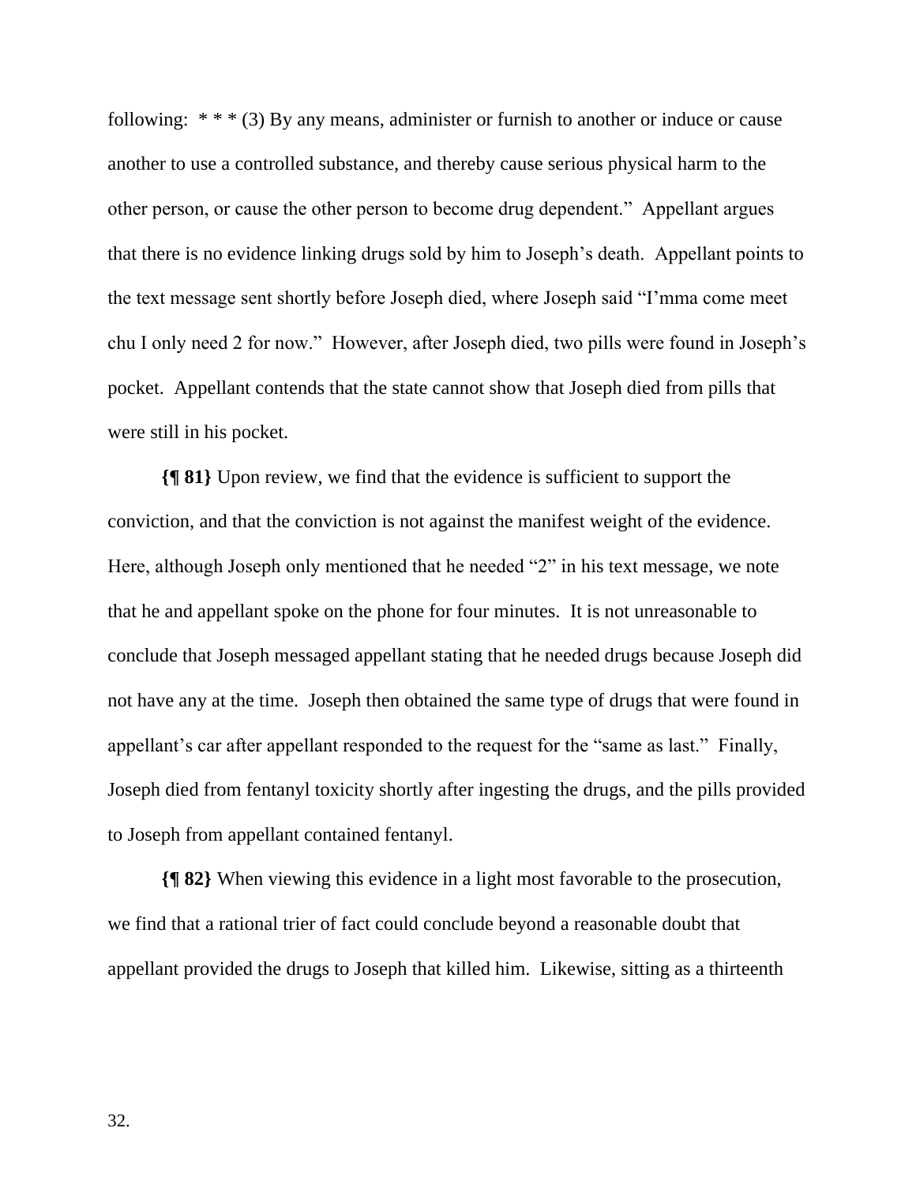following: * * * (3) By any means, administer or furnish to another or induce or cause another to use a controlled substance, and thereby cause serious physical harm to the other person, or cause the other person to become drug dependent." Appellant argues that there is no evidence linking drugs sold by him to Joseph's death. Appellant points to the text message sent shortly before Joseph died, where Joseph said "I'mma come meet chu I only need 2 for now." However, after Joseph died, two pills were found in Joseph's pocket. Appellant contends that the state cannot show that Joseph died from pills that were still in his pocket.

**{¶ 81}** Upon review, we find that the evidence is sufficient to support the conviction, and that the conviction is not against the manifest weight of the evidence. Here, although Joseph only mentioned that he needed "2" in his text message, we note that he and appellant spoke on the phone for four minutes. It is not unreasonable to conclude that Joseph messaged appellant stating that he needed drugs because Joseph did not have any at the time. Joseph then obtained the same type of drugs that were found in appellant's car after appellant responded to the request for the "same as last." Finally, Joseph died from fentanyl toxicity shortly after ingesting the drugs, and the pills provided to Joseph from appellant contained fentanyl.

**{¶ 82}** When viewing this evidence in a light most favorable to the prosecution, we find that a rational trier of fact could conclude beyond a reasonable doubt that appellant provided the drugs to Joseph that killed him. Likewise, sitting as a thirteenth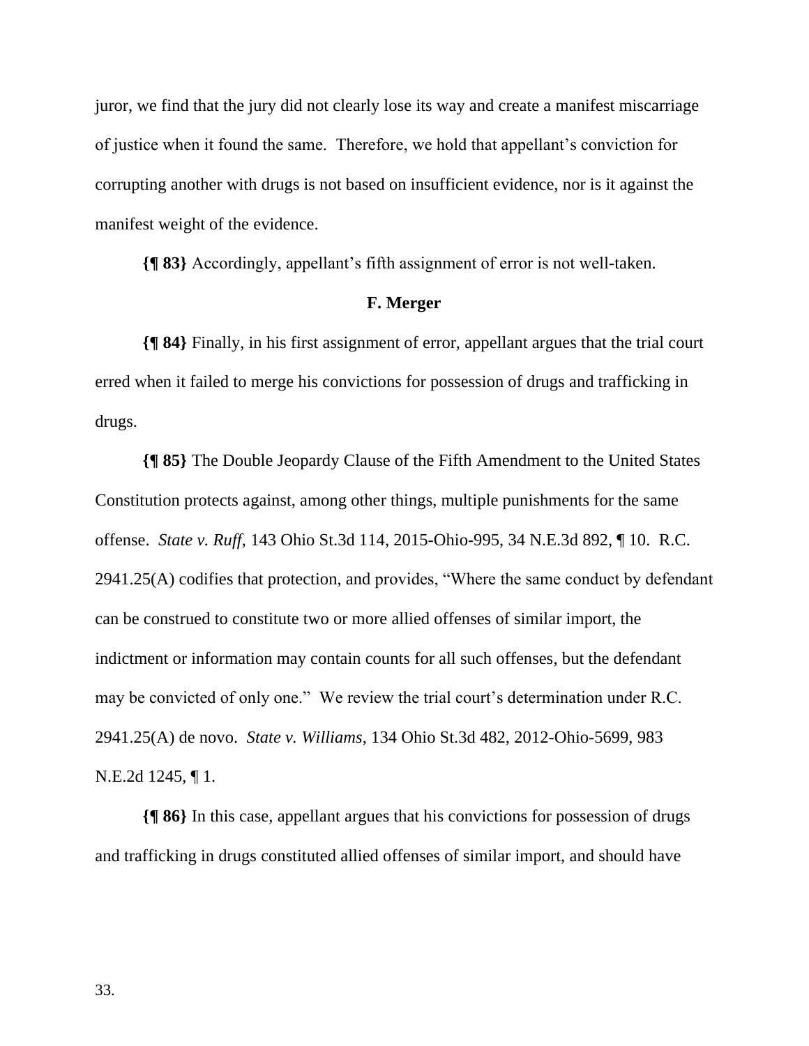juror, we find that the jury did not clearly lose its way and create a manifest miscarriage of justice when it found the same. Therefore, we hold that appellant's conviction for corrupting another with drugs is not based on insufficient evidence, nor is it against the manifest weight of the evidence.

**{¶ 83}** Accordingly, appellant's fifth assignment of error is not well-taken.

### F. Merger

**{¶ 84}** Finally, in his first assignment of error, appellant argues that the trial court erred when it failed to merge his convictions for possession of drugs and trafficking in drugs.

**{¶ 85}** The Double Jeopardy Clause of the Fifth Amendment to the United States Constitution protects against, among other things, multiple punishments for the same offense. *State v. Ruff*, 143 Ohio St.3d 114, 2015-Ohio-995, 34 N.E.3d 892, ¶ 10. R.C. 2941.25(A) codifies that protection, and provides, "Where the same conduct by defendant can be construed to constitute two or more allied offenses of similar import, the indictment or information may contain counts for all such offenses, but the defendant may be convicted of only one." We review the trial court's determination under R.C. 2941.25(A) de novo. *State v. Williams*, 134 Ohio St.3d 482, 2012-Ohio-5699, 983 N.E.2d 1245, ¶ 1.

**{¶ 86}** In this case, appellant argues that his convictions for possession of drugs and trafficking in drugs constituted allied offenses of similar import, and should have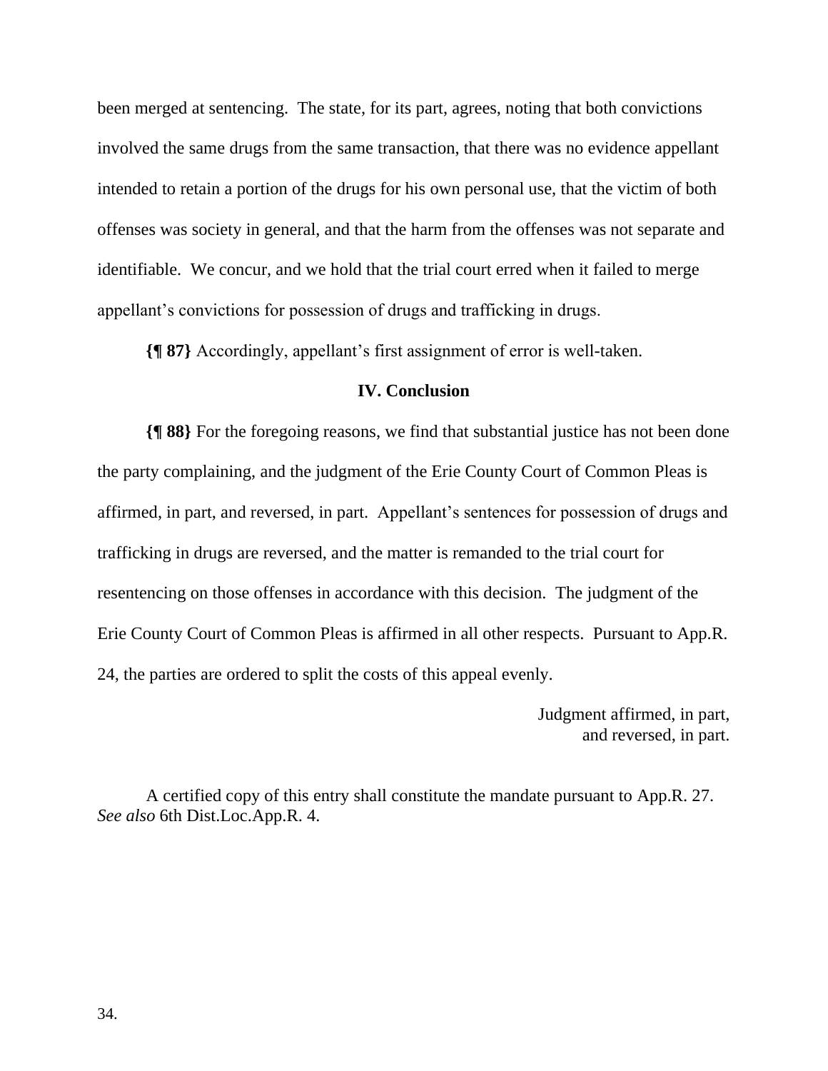been merged at sentencing. The state, for its part, agrees, noting that both convictions involved the same drugs from the same transaction, that there was no evidence appellant intended to retain a portion of the drugs for his own personal use, that the victim of both offenses was society in general, and that the harm from the offenses was not separate and identifiable. We concur, and we hold that the trial court erred when it failed to merge appellant's convictions for possession of drugs and trafficking in drugs.

**{¶ 87}** Accordingly, appellant's first assignment of error is well-taken.

## IV. Conclusion

**{¶ 88}** For the foregoing reasons, we find that substantial justice has not been done the party complaining, and the judgment of the Erie County Court of Common Pleas is affirmed, in part, and reversed, in part. Appellant's sentences for possession of drugs and trafficking in drugs are reversed, and the matter is remanded to the trial court for resentencing on those offenses in accordance with this decision. The judgment of the Erie County Court of Common Pleas is affirmed in all other respects. Pursuant to App.R. 24, the parties are ordered to split the costs of this appeal evenly.

Judgment affirmed, in part,
and reversed, in part.

A certified copy of this entry shall constitute the mandate pursuant to App.R. 27. *See also* 6th Dist.Loc.App.R. 4.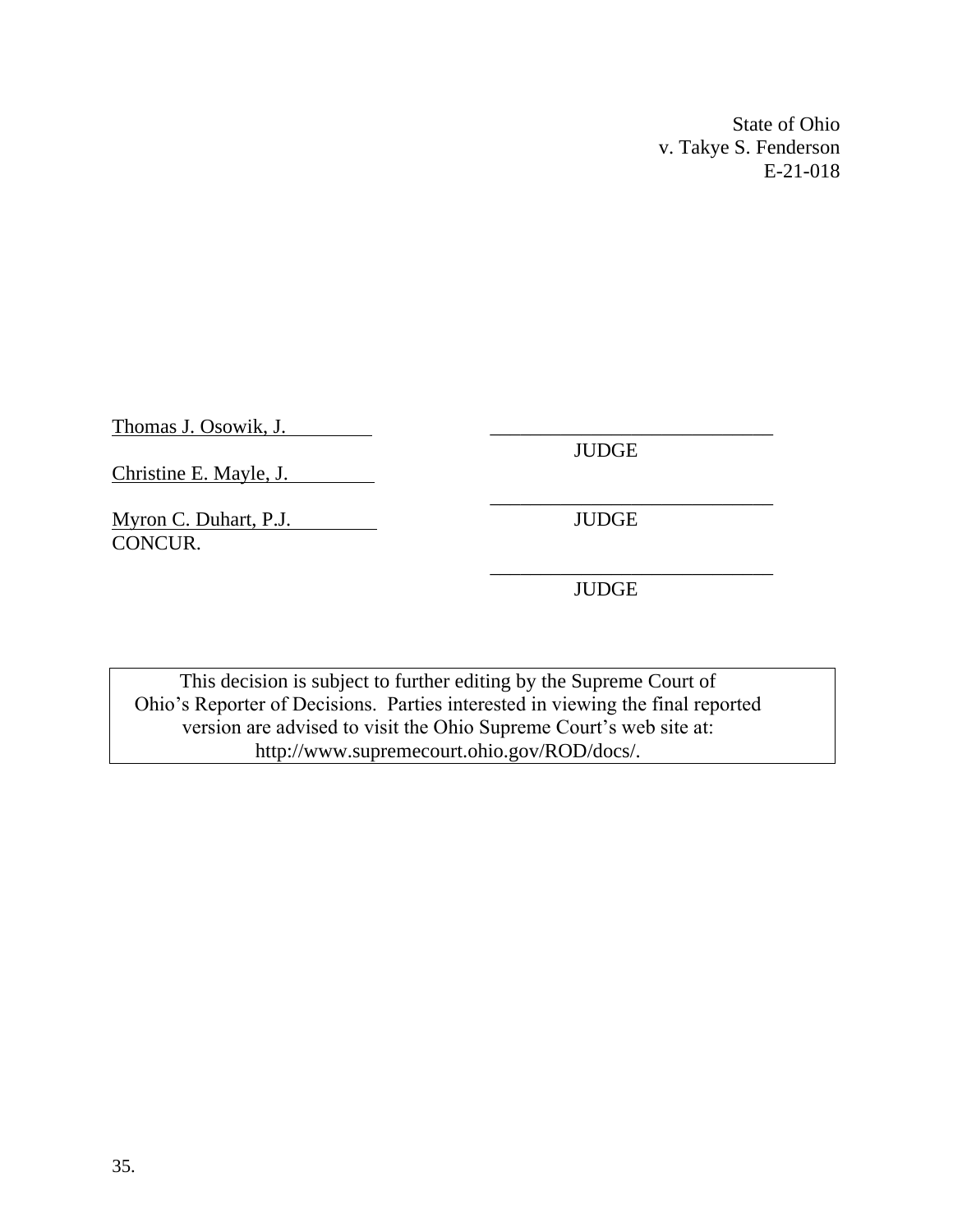Thomas J. Osowik, J. \_\_\_\_\_\_\_\_\_\_\_\_\_\_\_\_\_\_\_\_\_\_\_\_\_\_\_\_\_\_\_
JUDGE

Christine E. Mayle, J. \_\_\_\_\_\_\_\_\_\_\_\_\_\_\_\_\_\_\_\_\_\_\_\_\_\_\_\_\_\_\_
JUDGE

Myron C. Duhart, P.J. \_\_\_\_\_\_\_\_\_\_\_\_\_\_\_\_\_\_\_\_\_\_\_\_\_\_\_\_\_\_\_
CONCUR. JUDGE

This decision is subject to further editing by the Supreme Court of Ohio's Reporter of Decisions. Parties interested in viewing the final reported version are advised to visit the Ohio Supreme Court's web site at: http://www.supremecourt.ohio.gov/ROD/docs/.